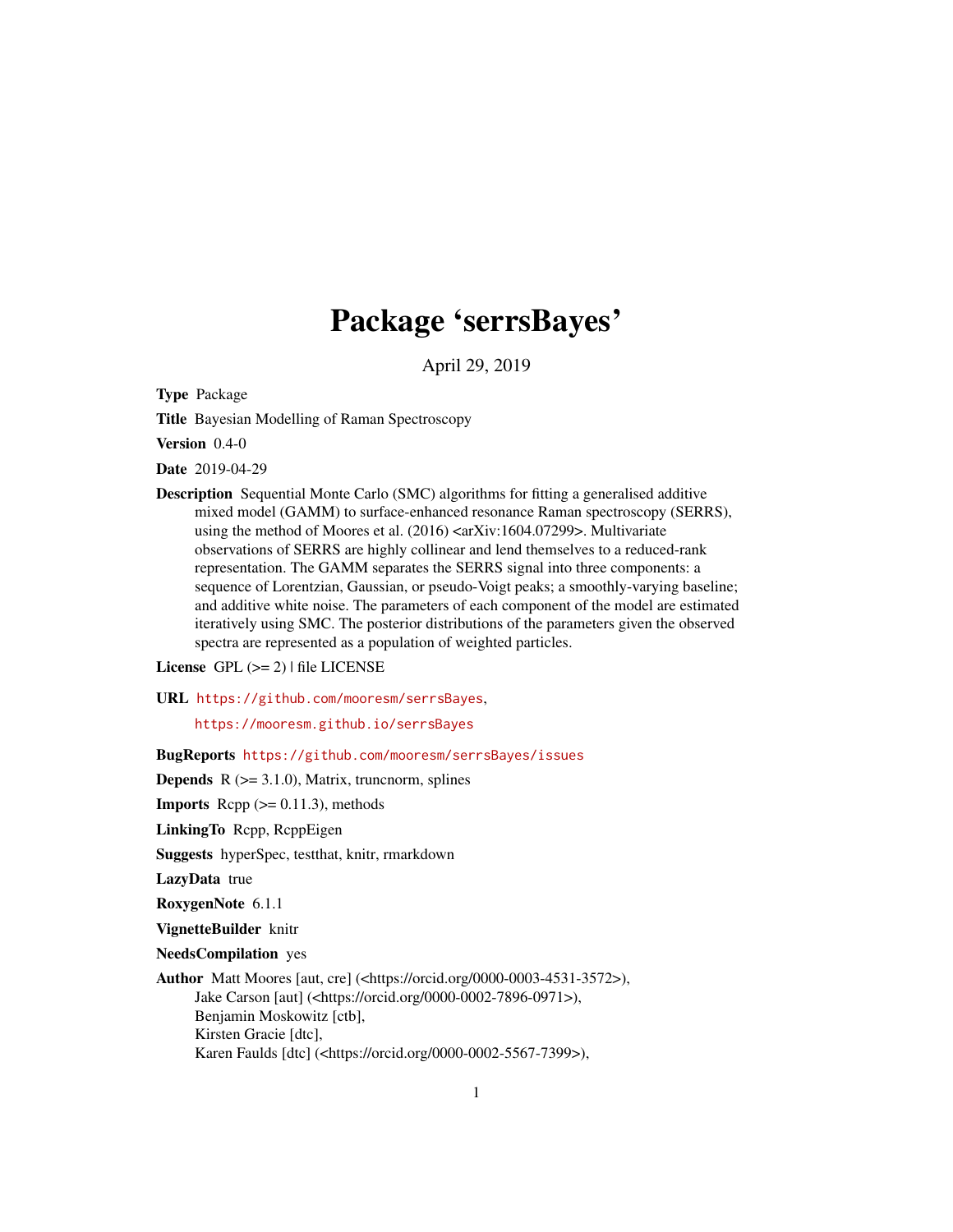# Package 'serrsBayes'

April 29, 2019

**Type** Package

**Title** Bayesian Modelling of Raman Spectroscopy

**Version** 0.4-0

**Date** 2019-04-29

**Description** Sequential Monte Carlo (SMC) algorithms for fitting a generalised additive mixed model (GAMM) to surface-enhanced resonance Raman spectroscopy (SERRS), using the method of Moores et al. (2016) <arXiv:1604.07299>. Multivariate observations of SERRS are highly collinear and lend themselves to a reduced-rank representation. The GAMM separates the SERRS signal into three components: a sequence of Lorentzian, Gaussian, or pseudo-Voigt peaks; a smoothly-varying baseline; and additive white noise. The parameters of each component of the model are estimated iteratively using SMC. The posterior distributions of the parameters given the observed spectra are represented as a population of weighted particles.

**License** GPL (>= 2) | file LICENSE

**URL** https://github.com/mooresm/serrsBayes,
https://mooresm.github.io/serrsBayes

**BugReports** https://github.com/mooresm/serrsBayes/issues

**Depends** R (>= 3.1.0), Matrix, truncnorm, splines

**Imports** Rcpp (>= 0.11.3), methods

**LinkingTo** Rcpp, RcppEigen

**Suggests** hyperSpec, testthat, knitr, rmarkdown

**LazyData** true

**RoxygenNote** 6.1.1

**VignetteBuilder** knitr

**NeedsCompilation** yes

**Author** Matt Moores [aut, cre] (<https://orcid.org/0000-0003-4531-3572>),
Jake Carson [aut] (<https://orcid.org/0000-0002-7896-0971>),
Benjamin Moskowitz [ctb],
Kirsten Gracie [dtc],
Karen Faulds [dtc] (<https://orcid.org/0000-0002-5567-7399>),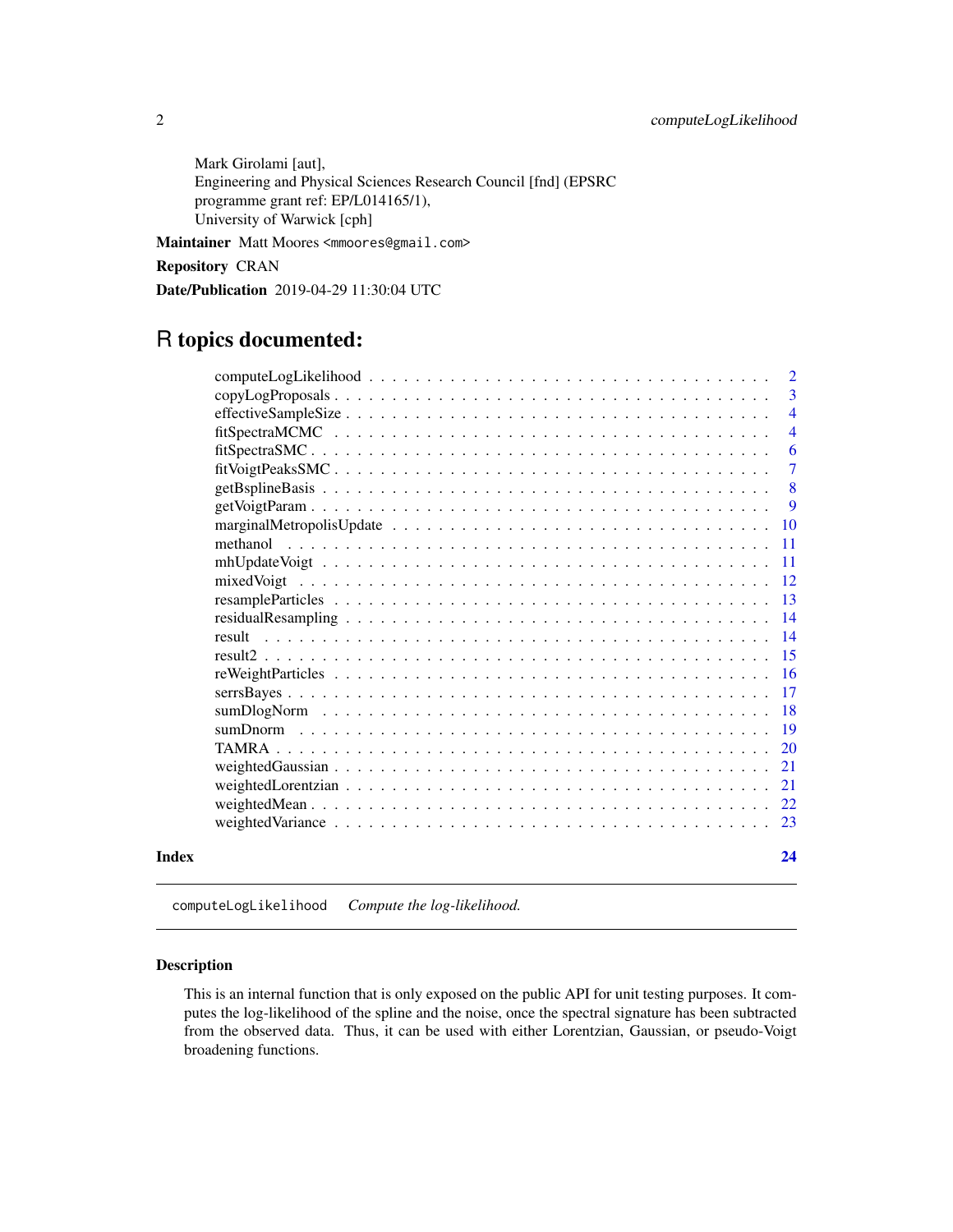Mark Girolami [aut],
Engineering and Physical Sciences Research Council [fnd] (EPSRC
programme grant ref: EP/L014165/1),
University of Warwick [cph]

**Maintainer** Matt Moores <mmoores@gmail.com>

**Repository** CRAN

**Date/Publication** 2019-04-29 11:30:04 UTC

# R topics documented:

- computeLogLikelihood . . . 2
- copyLogProposals . . . 3
- effectiveSampleSize . . . 4
- fitSpectraMCMC . . . 4
- fitSpectraSMC . . . 6
- fitVoigtPeaksSMC . . . 7
- getBsplineBasis . . . 8
- getVoigtParam . . . 9
- marginalMetropolisUpdate . . . 10
- methanol . . . 11
- mhUpdateVoigt . . . 11
- mixedVoigt . . . 12
- resampleParticles . . . 13
- residualResampling . . . 14
- result . . . 14
- result2 . . . 15
- reWeightParticles . . . 16
- serrsBayes . . . 17
- sumDlogNorm . . . 18
- sumDnorm . . . 19
- TAMRA . . . 20
- weightedGaussian . . . 21
- weightedLorentzian . . . 21
- weightedMean . . . 22
- weightedVariance . . . 23

**Index** 24

---

`computeLogLikelihood` *Compute the log-likelihood.*

---

## Description

This is an internal function that is only exposed on the public API for unit testing purposes. It computes the log-likelihood of the spline and the noise, once the spectral signature has been subtracted from the observed data. Thus, it can be used with either Lorentzian, Gaussian, or pseudo-Voigt broadening functions.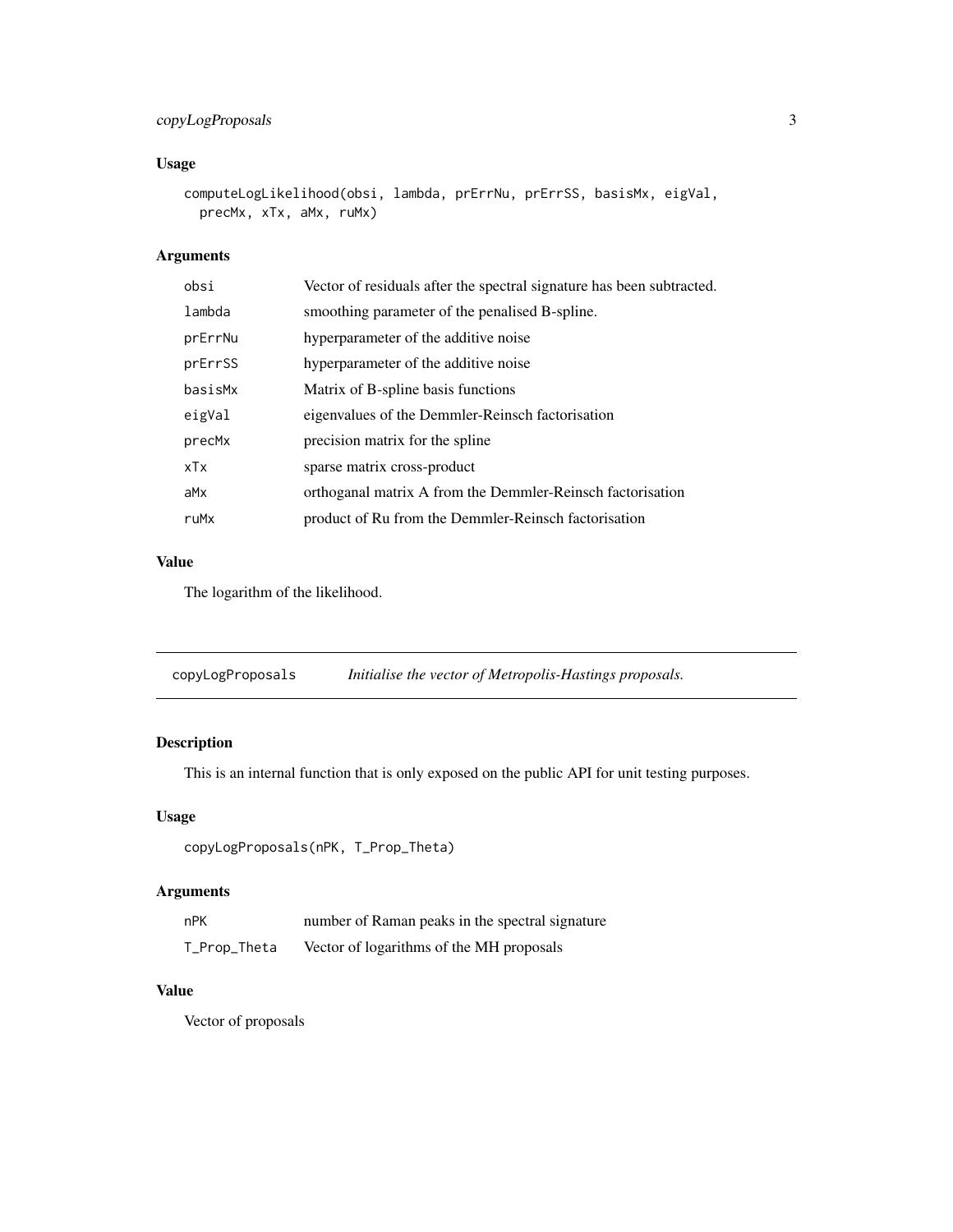## Usage

```
computeLogLikelihood(obsi, lambda, prErrNu, prErrSS, basisMx, eigVal,
  precMx, xTx, aMx, ruMx)
```

## Arguments

| | |
|---|---|
| obsi | Vector of residuals after the spectral signature has been subtracted. |
| lambda | smoothing parameter of the penalised B-spline. |
| prErrNu | hyperparameter of the additive noise |
| prErrSS | hyperparameter of the additive noise |
| basisMx | Matrix of B-spline basis functions |
| eigVal | eigenvalues of the Demmler-Reinsch factorisation |
| precMx | precision matrix for the spline |
| xTx | sparse matrix cross-product |
| aMx | orthoganal matrix A from the Demmler-Reinsch factorisation |
| ruMx | product of Ru from the Demmler-Reinsch factorisation |

## Value

The logarithm of the likelihood.

---

# copyLogProposals — *Initialise the vector of Metropolis-Hastings proposals.*

## Description

This is an internal function that is only exposed on the public API for unit testing purposes.

## Usage

```
copyLogProposals(nPK, T_Prop_Theta)
```

## Arguments

| | |
|---|---|
| nPK | number of Raman peaks in the spectral signature |
| T_Prop_Theta | Vector of logarithms of the MH proposals |

## Value

Vector of proposals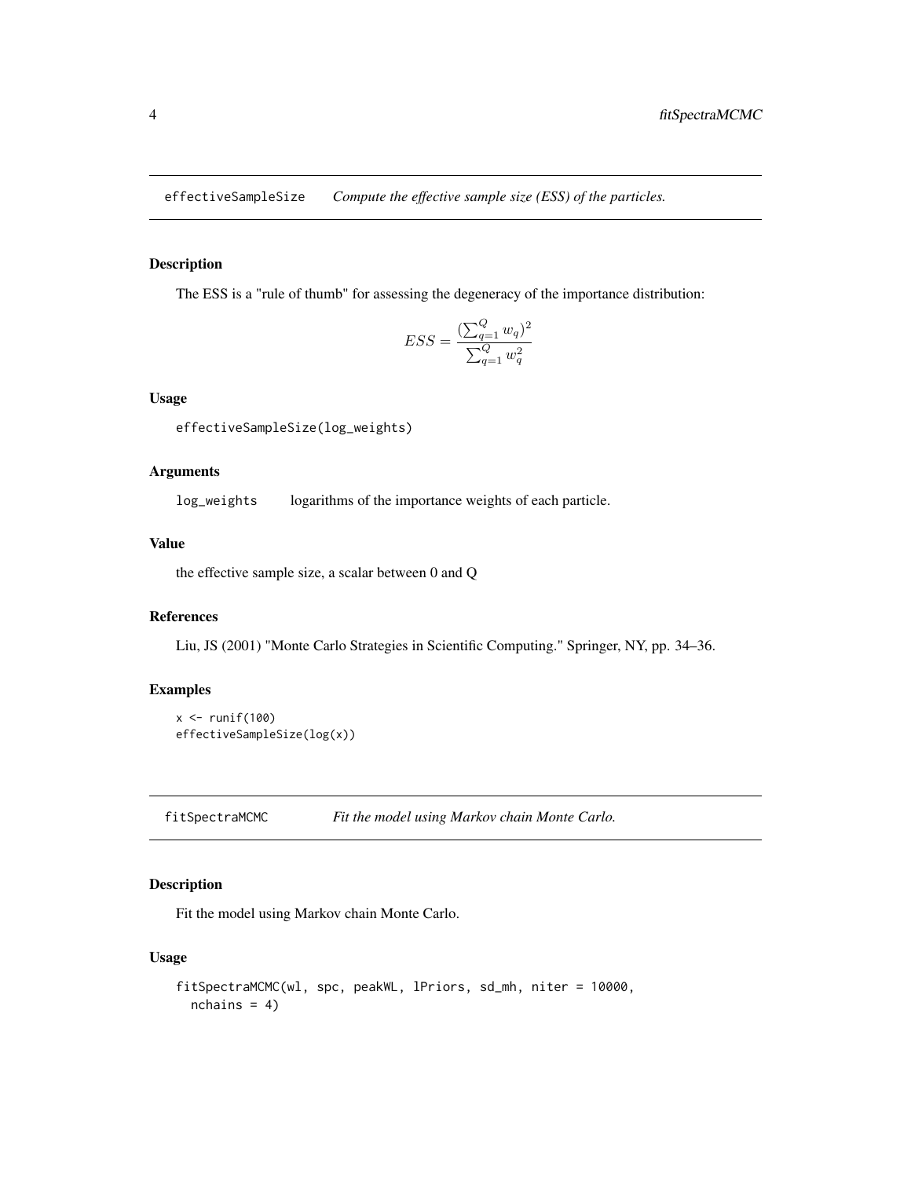## effectiveSampleSize — *Compute the effective sample size (ESS) of the particles.*

### Description

The ESS is a "rule of thumb" for assessing the degeneracy of the importance distribution:

$$ESS = \frac{(\sum_{q=1}^{Q} w_q)^2}{\sum_{q=1}^{Q} w_q^2}$$

### Usage

```
effectiveSampleSize(log_weights)
```

### Arguments

| | |
|---|---|
| log_weights | logarithms of the importance weights of each particle. |

### Value

the effective sample size, a scalar between 0 and Q

### References

Liu, JS (2001) "Monte Carlo Strategies in Scientific Computing." Springer, NY, pp. 34–36.

### Examples

```
x <- runif(100)
effectiveSampleSize(log(x))
```

## fitSpectraMCMC — *Fit the model using Markov chain Monte Carlo.*

### Description

Fit the model using Markov chain Monte Carlo.

### Usage

```
fitSpectraMCMC(wl, spc, peakWL, lPriors, sd_mh, niter = 10000,
  nchains = 4)
```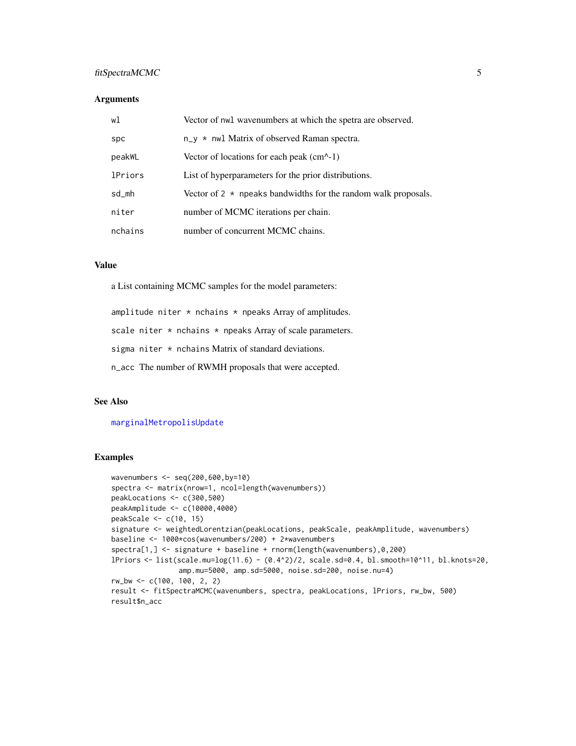## Arguments

| | |
|---|---|
| wl | Vector of nwl wavenumbers at which the spetra are observed. |
| spc | n_y * nwl Matrix of observed Raman spectra. |
| peakWL | Vector of locations for each peak (cm^-1) |
| lPriors | List of hyperparameters for the prior distributions. |
| sd_mh | Vector of 2 * npeaks bandwidths for the random walk proposals. |
| niter | number of MCMC iterations per chain. |
| nchains | number of concurrent MCMC chains. |

## Value

a List containing MCMC samples for the model parameters:

- `amplitude` `niter * nchains * npeaks` Array of amplitudes.
- `scale` `niter * nchains * npeaks` Array of scale parameters.
- `sigma` `niter * nchains` Matrix of standard deviations.
- `n_acc` The number of RWMH proposals that were accepted.

## See Also

marginalMetropolisUpdate

## Examples

```
wavenumbers <- seq(200,600,by=10)
spectra <- matrix(nrow=1, ncol=length(wavenumbers))
peakLocations <- c(300,500)
peakAmplitude <- c(10000,4000)
peakScale <- c(10, 15)
signature <- weightedLorentzian(peakLocations, peakScale, peakAmplitude, wavenumbers)
baseline <- 1000*cos(wavenumbers/200) + 2*wavenumbers
spectra[1,] <- signature + baseline + rnorm(length(wavenumbers),0,200)
lPriors <- list(scale.mu=log(11.6) - (0.4^2)/2, scale.sd=0.4, bl.smooth=10^11, bl.knots=20,
                amp.mu=5000, amp.sd=5000, noise.sd=200, noise.nu=4)
rw_bw <- c(100, 100, 2, 2)
result <- fitSpectraMCMC(wavenumbers, spectra, peakLocations, lPriors, rw_bw, 500)
result$n_acc
```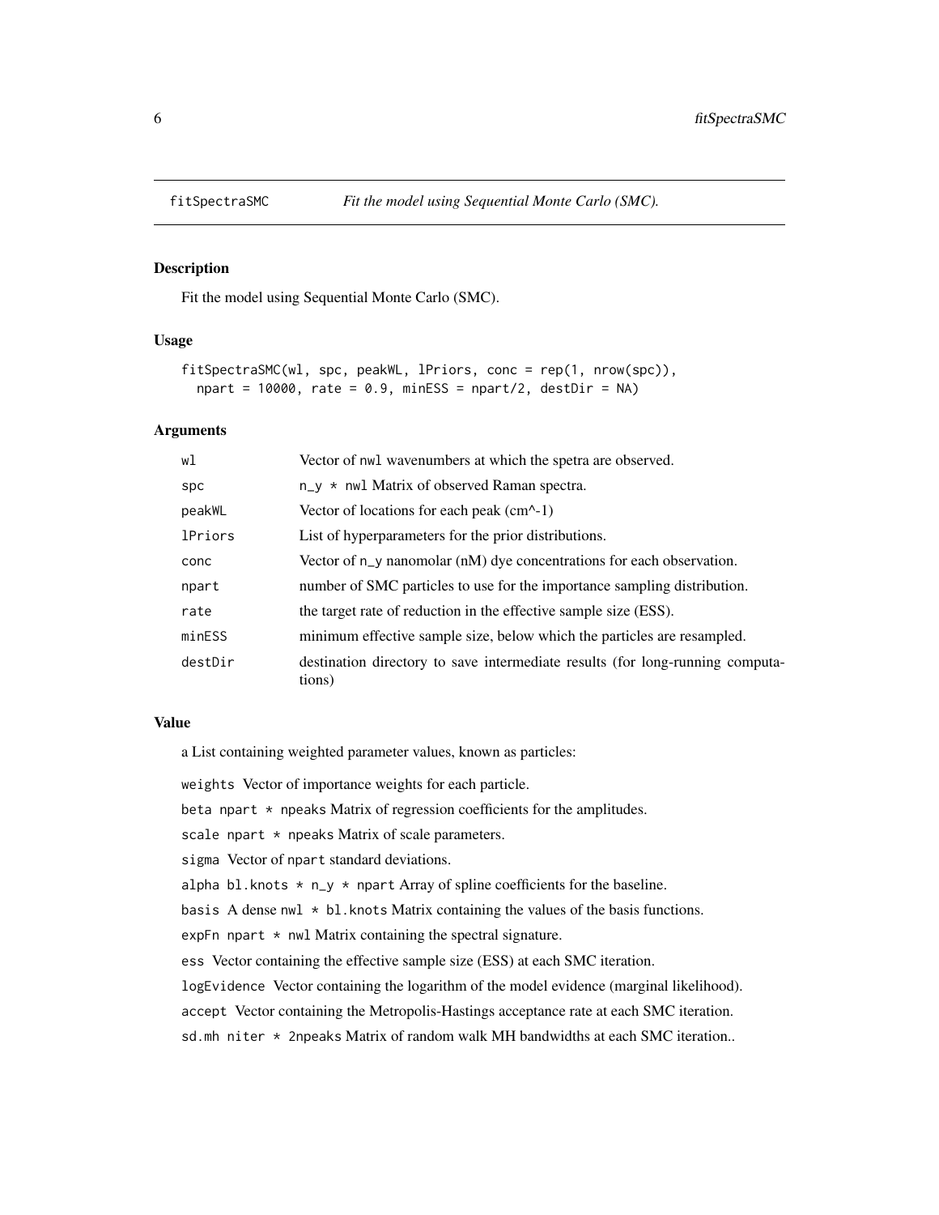fitSpectraSMC *Fit the model using Sequential Monte Carlo (SMC).*

### Description

Fit the model using Sequential Monte Carlo (SMC).

### Usage

```
fitSpectraSMC(wl, spc, peakWL, lPriors, conc = rep(1, nrow(spc)),
  npart = 10000, rate = 0.9, minESS = npart/2, destDir = NA)
```

### Arguments

| | |
|---|---|
| wl | Vector of nwl wavenumbers at which the spetra are observed. |
| spc | n_y * nwl Matrix of observed Raman spectra. |
| peakWL | Vector of locations for each peak (cm^-1) |
| lPriors | List of hyperparameters for the prior distributions. |
| conc | Vector of n_y nanomolar (nM) dye concentrations for each observation. |
| npart | number of SMC particles to use for the importance sampling distribution. |
| rate | the target rate of reduction in the effective sample size (ESS). |
| minESS | minimum effective sample size, below which the particles are resampled. |
| destDir | destination directory to save intermediate results (for long-running computations) |

### Value

a List containing weighted parameter values, known as particles:

weights Vector of importance weights for each particle.

beta npart * npeaks Matrix of regression coefficients for the amplitudes.

scale npart * npeaks Matrix of scale parameters.

sigma Vector of npart standard deviations.

alpha bl.knots * n_y * npart Array of spline coefficients for the baseline.

basis A dense nwl * bl.knots Matrix containing the values of the basis functions.

expFn npart * nwl Matrix containing the spectral signature.

ess Vector containing the effective sample size (ESS) at each SMC iteration.

logEvidence Vector containing the logarithm of the model evidence (marginal likelihood).

accept Vector containing the Metropolis-Hastings acceptance rate at each SMC iteration.

sd.mh niter * 2npeaks Matrix of random walk MH bandwidths at each SMC iteration..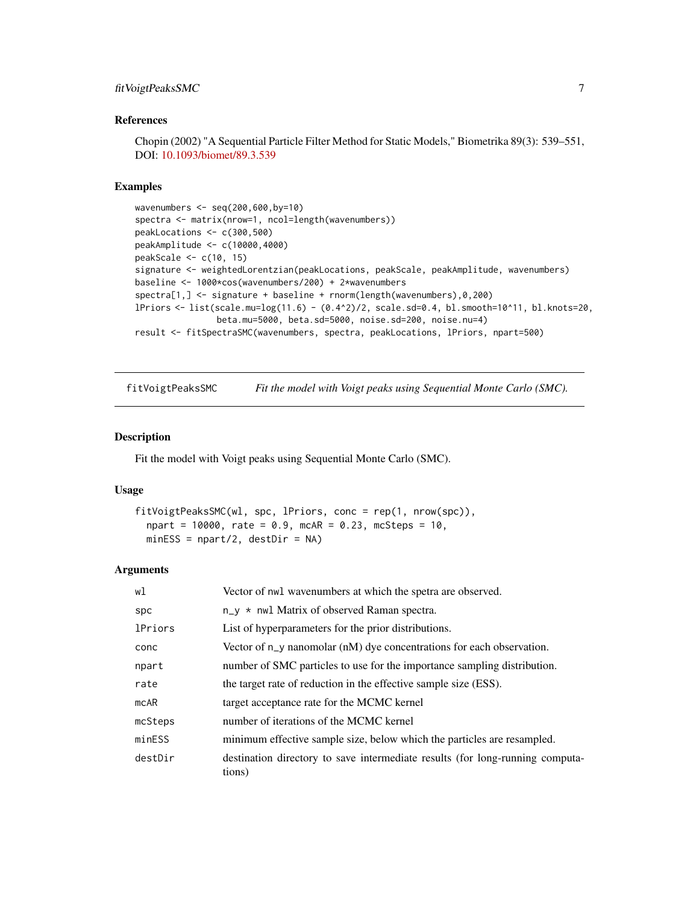### References

Chopin (2002) "A Sequential Particle Filter Method for Static Models," Biometrika 89(3): 539–551, DOI: 10.1093/biomet/89.3.539

### Examples

```
wavenumbers <- seq(200,600,by=10)
spectra <- matrix(nrow=1, ncol=length(wavenumbers))
peakLocations <- c(300,500)
peakAmplitude <- c(10000,4000)
peakScale <- c(10, 15)
signature <- weightedLorentzian(peakLocations, peakScale, peakAmplitude, wavenumbers)
baseline <- 1000*cos(wavenumbers/200) + 2*wavenumbers
spectra[1,] <- signature + baseline + rnorm(length(wavenumbers),0,200)
lPriors <- list(scale.mu=log(11.6) - (0.4^2)/2, scale.sd=0.4, bl.smooth=10^11, bl.knots=20,
                beta.mu=5000, beta.sd=5000, noise.sd=200, noise.nu=4)
result <- fitSpectraSMC(wavenumbers, spectra, peakLocations, lPriors, npart=500)
```

## fitVoigtPeaksSMC — *Fit the model with Voigt peaks using Sequential Monte Carlo (SMC).*

### Description

Fit the model with Voigt peaks using Sequential Monte Carlo (SMC).

### Usage

```
fitVoigtPeaksSMC(wl, spc, lPriors, conc = rep(1, nrow(spc)),
  npart = 10000, rate = 0.9, mcAR = 0.23, mcSteps = 10,
  minESS = npart/2, destDir = NA)
```

### Arguments

| | |
|---|---|
| wl | Vector of nwl wavenumbers at which the spetra are observed. |
| spc | n_y * nwl Matrix of observed Raman spectra. |
| lPriors | List of hyperparameters for the prior distributions. |
| conc | Vector of n_y nanomolar (nM) dye concentrations for each observation. |
| npart | number of SMC particles to use for the importance sampling distribution. |
| rate | the target rate of reduction in the effective sample size (ESS). |
| mcAR | target acceptance rate for the MCMC kernel |
| mcSteps | number of iterations of the MCMC kernel |
| minESS | minimum effective sample size, below which the particles are resampled. |
| destDir | destination directory to save intermediate results (for long-running computations) |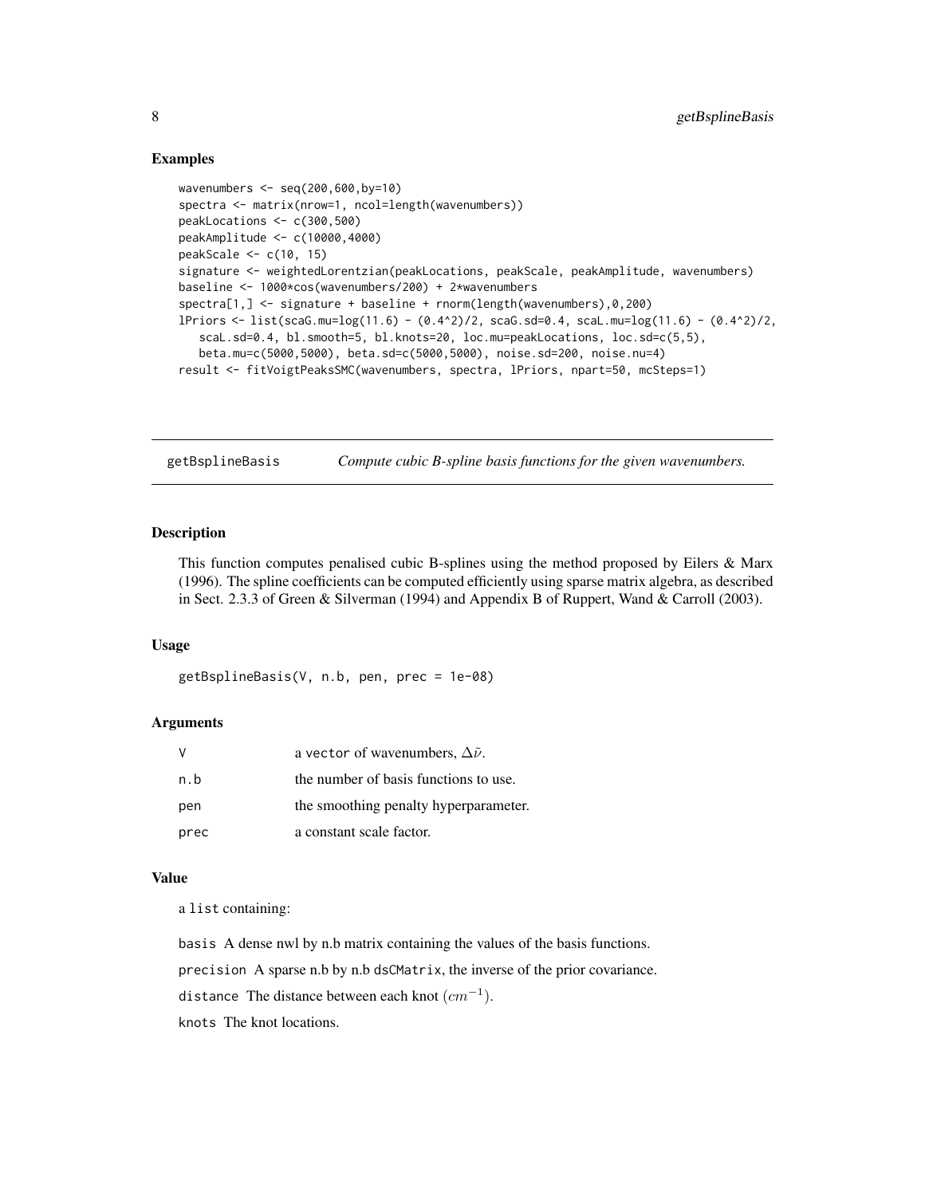### Examples

```
wavenumbers <- seq(200,600,by=10)
spectra <- matrix(nrow=1, ncol=length(wavenumbers))
peakLocations <- c(300,500)
peakAmplitude <- c(10000,4000)
peakScale <- c(10, 15)
signature <- weightedLorentzian(peakLocations, peakScale, peakAmplitude, wavenumbers)
baseline <- 1000*cos(wavenumbers/200) + 2*wavenumbers
spectra[1,] <- signature + baseline + rnorm(length(wavenumbers),0,200)
lPriors <- list(scaG.mu=log(11.6) - (0.4^2)/2, scaG.sd=0.4, scaL.mu=log(11.6) - (0.4^2)/2,
   scaL.sd=0.4, bl.smooth=5, bl.knots=20, loc.mu=peakLocations, loc.sd=c(5,5),
   beta.mu=c(5000,5000), beta.sd=c(5000,5000), noise.sd=200, noise.nu=4)
result <- fitVoigtPeaksSMC(wavenumbers, spectra, lPriors, npart=50, mcSteps=1)
```

## getBsplineBasis — *Compute cubic B-spline basis functions for the given wavenumbers.*

### Description

This function computes penalised cubic B-splines using the method proposed by Eilers & Marx (1996). The spline coefficients can be computed efficiently using sparse matrix algebra, as described in Sect. 2.3.3 of Green & Silverman (1994) and Appendix B of Ruppert, Wand & Carroll (2003).

### Usage

```
getBsplineBasis(V, n.b, pen, prec = 1e-08)
```

### Arguments

| | |
|---|---|
| V | a vector of wavenumbers, $\Delta\tilde{\nu}$. |
| n.b | the number of basis functions to use. |
| pen | the smoothing penalty hyperparameter. |
| prec | a constant scale factor. |

### Value

a list containing:

basis A dense nwl by n.b matrix containing the values of the basis functions.

precision A sparse n.b by n.b dsCMatrix, the inverse of the prior covariance.

distance The distance between each knot $(cm^{-1})$.

knots The knot locations.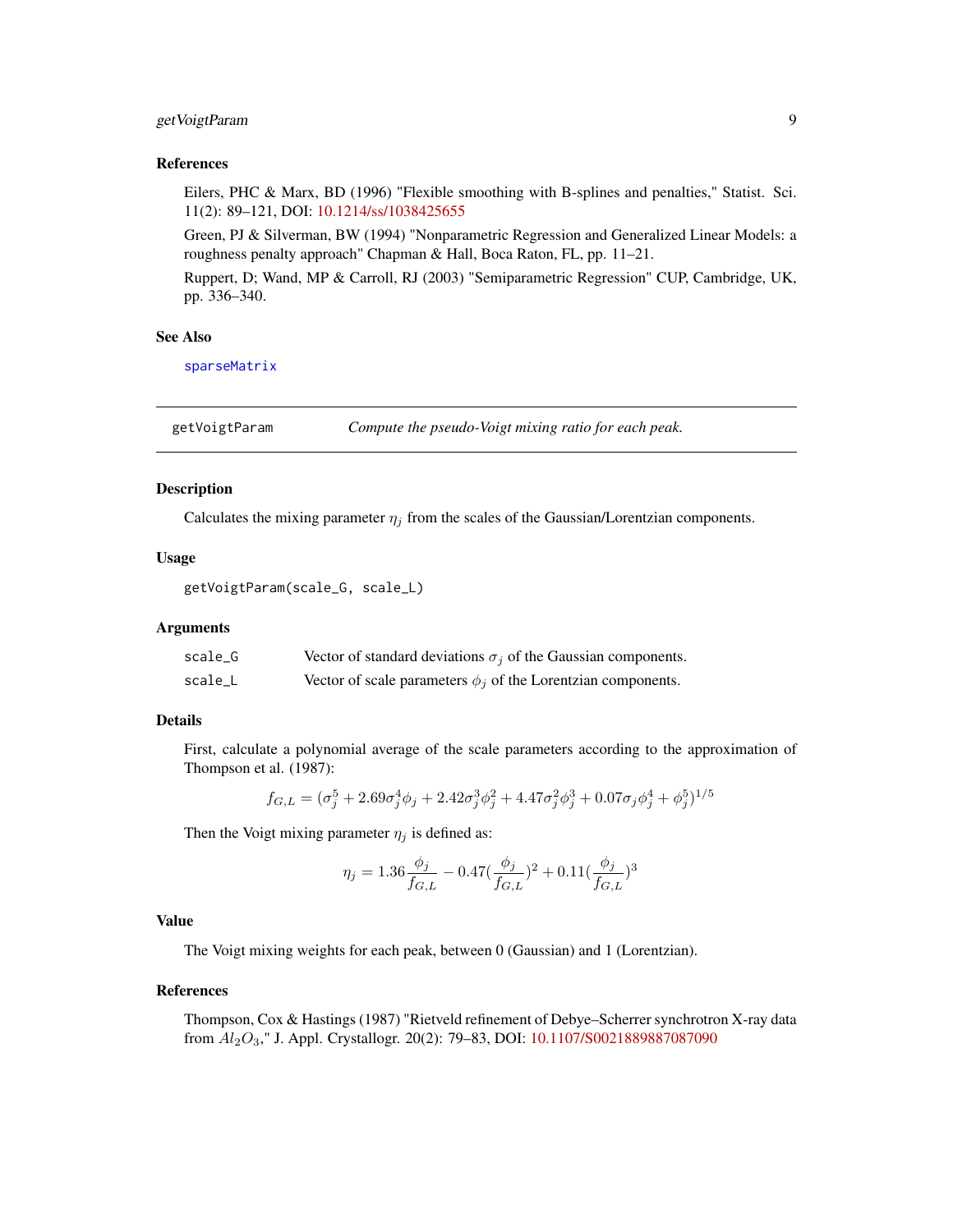### References

Eilers, PHC & Marx, BD (1996) "Flexible smoothing with B-splines and penalties," Statist. Sci. 11(2): 89–121, DOI: 10.1214/ss/1038425655

Green, PJ & Silverman, BW (1994) "Nonparametric Regression and Generalized Linear Models: a roughness penalty approach" Chapman & Hall, Boca Raton, FL, pp. 11–21.

Ruppert, D; Wand, MP & Carroll, RJ (2003) "Semiparametric Regression" CUP, Cambridge, UK, pp. 336–340.

### See Also

sparseMatrix

---

## getVoigtParam — *Compute the pseudo-Voigt mixing ratio for each peak.*

---

### Description

Calculates the mixing parameter $\eta_j$ from the scales of the Gaussian/Lorentzian components.

### Usage

```
getVoigtParam(scale_G, scale_L)
```

### Arguments

| | |
|---|---|
| scale_G | Vector of standard deviations $\sigma_j$ of the Gaussian components. |
| scale_L | Vector of scale parameters $\phi_j$ of the Lorentzian components. |

### Details

First, calculate a polynomial average of the scale parameters according to the approximation of Thompson et al. (1987):

$$f_{G,L} = (\sigma_j^5 + 2.69\sigma_j^4\phi_j + 2.42\sigma_j^3\phi_j^2 + 4.47\sigma_j^2\phi_j^3 + 0.07\sigma_j\phi_j^4 + \phi_j^5)^{1/5}$$

Then the Voigt mixing parameter $\eta_j$ is defined as:

$$\eta_j = 1.36\frac{\phi_j}{f_{G,L}} - 0.47(\frac{\phi_j}{f_{G,L}})^2 + 0.11(\frac{\phi_j}{f_{G,L}})^3$$

### Value

The Voigt mixing weights for each peak, between 0 (Gaussian) and 1 (Lorentzian).

### References

Thompson, Cox & Hastings (1987) "Rietveld refinement of Debye–Scherrer synchrotron X-ray data from $Al_2O_3$," J. Appl. Crystallogr. 20(2): 79–83, DOI: 10.1107/S0021889887087090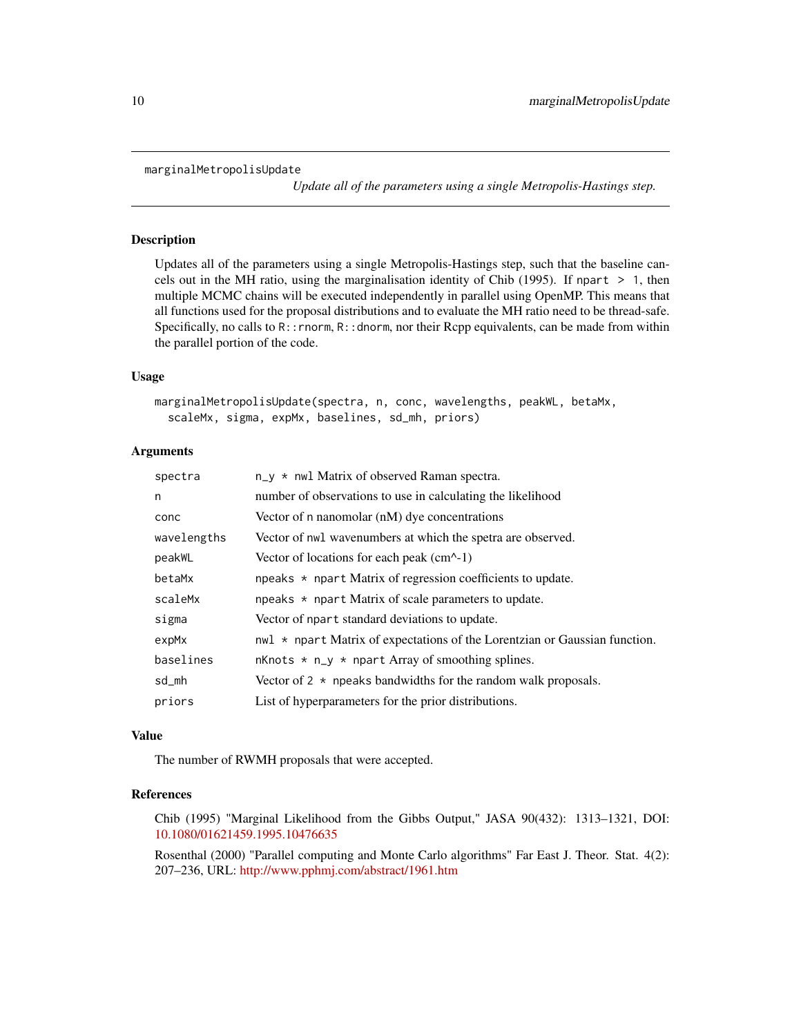marginalMetropolisUpdate &emsp; *Update all of the parameters using a single Metropolis-Hastings step.*

## Description

Updates all of the parameters using a single Metropolis-Hastings step, such that the baseline cancels out in the MH ratio, using the marginalisation identity of Chib (1995). If `npart > 1`, then multiple MCMC chains will be executed independently in parallel using OpenMP. This means that all functions used for the proposal distributions and to evaluate the MH ratio need to be thread-safe. Specifically, no calls to `R::rnorm`, `R::dnorm`, nor their Rcpp equivalents, can be made from within the parallel portion of the code.

## Usage

```
marginalMetropolisUpdate(spectra, n, conc, wavelengths, peakWL, betaMx,
  scaleMx, sigma, expMx, baselines, sd_mh, priors)
```

## Arguments

| | |
|---|---|
| `spectra` | `n_y * nwl` Matrix of observed Raman spectra. |
| `n` | number of observations to use in calculating the likelihood |
| `conc` | Vector of `n` nanomolar (nM) dye concentrations |
| `wavelengths` | Vector of `nwl` wavenumbers at which the spetra are observed. |
| `peakWL` | Vector of locations for each peak (cm^-1) |
| `betaMx` | `npeaks * npart` Matrix of regression coefficients to update. |
| `scaleMx` | `npeaks * npart` Matrix of scale parameters to update. |
| `sigma` | Vector of `npart` standard deviations to update. |
| `expMx` | `nwl * npart` Matrix of expectations of the Lorentzian or Gaussian function. |
| `baselines` | `nKnots * n_y * npart` Array of smoothing splines. |
| `sd_mh` | Vector of `2 * npeaks` bandwidths for the random walk proposals. |
| `priors` | List of hyperparameters for the prior distributions. |

## Value

The number of RWMH proposals that were accepted.

## References

Chib (1995) "Marginal Likelihood from the Gibbs Output," JASA 90(432): 1313–1321, DOI: 10.1080/01621459.1995.10476635

Rosenthal (2000) "Parallel computing and Monte Carlo algorithms" Far East J. Theor. Stat. 4(2): 207–236, URL: http://www.pphmj.com/abstract/1961.htm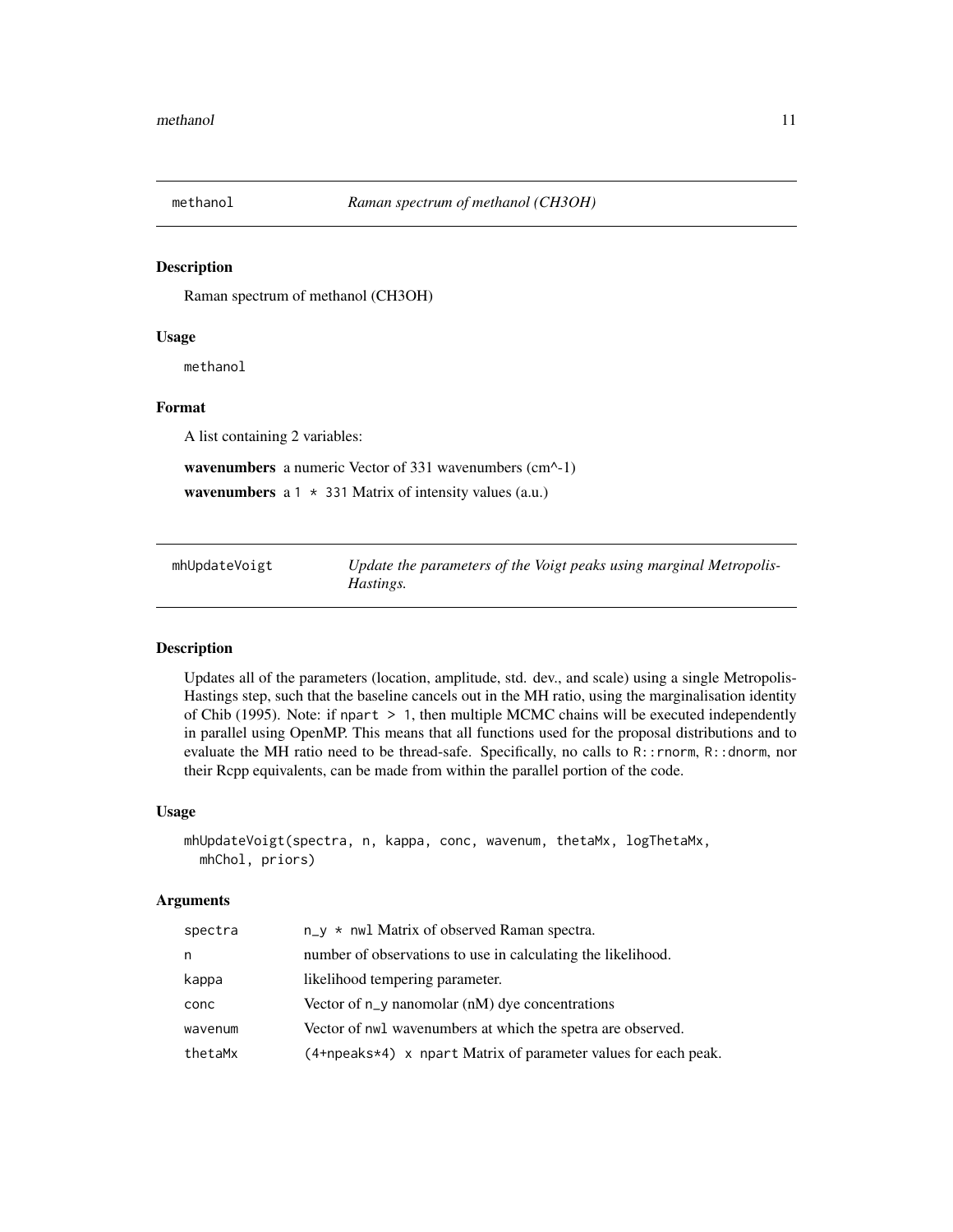## methanol — *Raman spectrum of methanol (CH3OH)*

### Description

Raman spectrum of methanol (CH3OH)

### Usage

```
methanol
```

### Format

A list containing 2 variables:

**wavenumbers** a numeric Vector of 331 wavenumbers (cm^-1)

**wavenumbers** a `1 * 331` Matrix of intensity values (a.u.)

## mhUpdateVoigt — *Update the parameters of the Voigt peaks using marginal Metropolis-Hastings.*

### Description

Updates all of the parameters (location, amplitude, std. dev., and scale) using a single Metropolis-Hastings step, such that the baseline cancels out in the MH ratio, using the marginalisation identity of Chib (1995). Note: if `npart > 1`, then multiple MCMC chains will be executed independently in parallel using OpenMP. This means that all functions used for the proposal distributions and to evaluate the MH ratio need to be thread-safe. Specifically, no calls to `R::rnorm`, `R::dnorm`, nor their Rcpp equivalents, can be made from within the parallel portion of the code.

### Usage

```
mhUpdateVoigt(spectra, n, kappa, conc, wavenum, thetaMx, logThetaMx,
  mhChol, priors)
```

### Arguments

| | |
|---|---|
| `spectra` | `n_y * nwl` Matrix of observed Raman spectra. |
| `n` | number of observations to use in calculating the likelihood. |
| `kappa` | likelihood tempering parameter. |
| `conc` | Vector of `n_y` nanomolar (nM) dye concentrations |
| `wavenum` | Vector of `nwl` wavenumbers at which the spetra are observed. |
| `thetaMx` | `(4+npeaks*4) x npart` Matrix of parameter values for each peak. |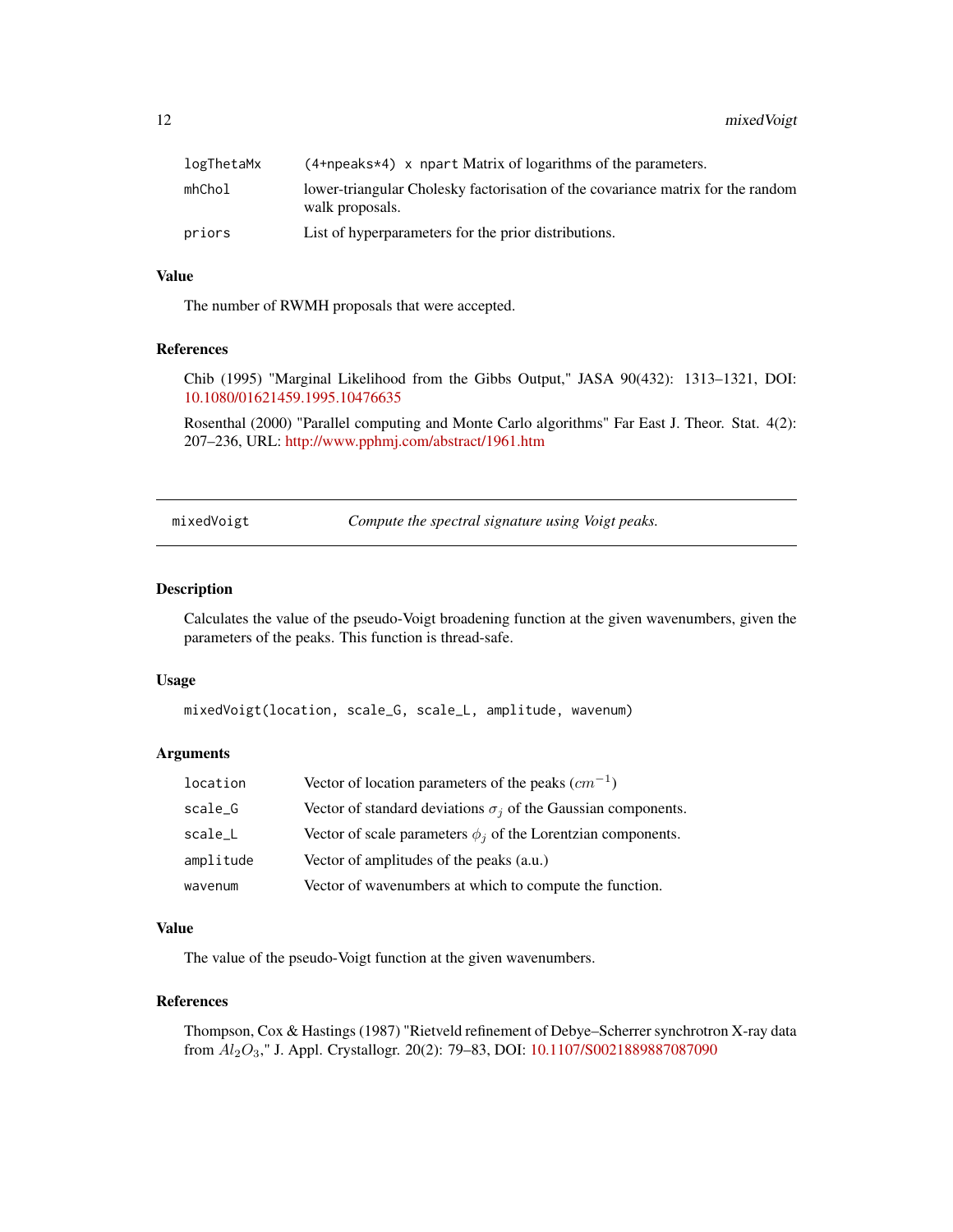| | |
|---|---|
| logThetaMx | (4+npeaks*4) x npart Matrix of logarithms of the parameters. |
| mhChol | lower-triangular Cholesky factorisation of the covariance matrix for the random walk proposals. |
| priors | List of hyperparameters for the prior distributions. |

### Value

The number of RWMH proposals that were accepted.

### References

Chib (1995) "Marginal Likelihood from the Gibbs Output," JASA 90(432): 1313–1321, DOI: 10.1080/01621459.1995.10476635

Rosenthal (2000) "Parallel computing and Monte Carlo algorithms" Far East J. Theor. Stat. 4(2): 207–236, URL: http://www.pphmj.com/abstract/1961.htm

---

## mixedVoigt — *Compute the spectral signature using Voigt peaks.*

### Description

Calculates the value of the pseudo-Voigt broadening function at the given wavenumbers, given the parameters of the peaks. This function is thread-safe.

### Usage

```
mixedVoigt(location, scale_G, scale_L, amplitude, wavenum)
```

### Arguments

| | |
|---|---|
| location | Vector of location parameters of the peaks ($cm^{-1}$) |
| scale_G | Vector of standard deviations $\sigma_j$ of the Gaussian components. |
| scale_L | Vector of scale parameters $\phi_j$ of the Lorentzian components. |
| amplitude | Vector of amplitudes of the peaks (a.u.) |
| wavenum | Vector of wavenumbers at which to compute the function. |

### Value

The value of the pseudo-Voigt function at the given wavenumbers.

### References

Thompson, Cox & Hastings (1987) "Rietveld refinement of Debye–Scherrer synchrotron X-ray data from $Al_2O_3$," J. Appl. Crystallogr. 20(2): 79–83, DOI: 10.1107/S0021889887087090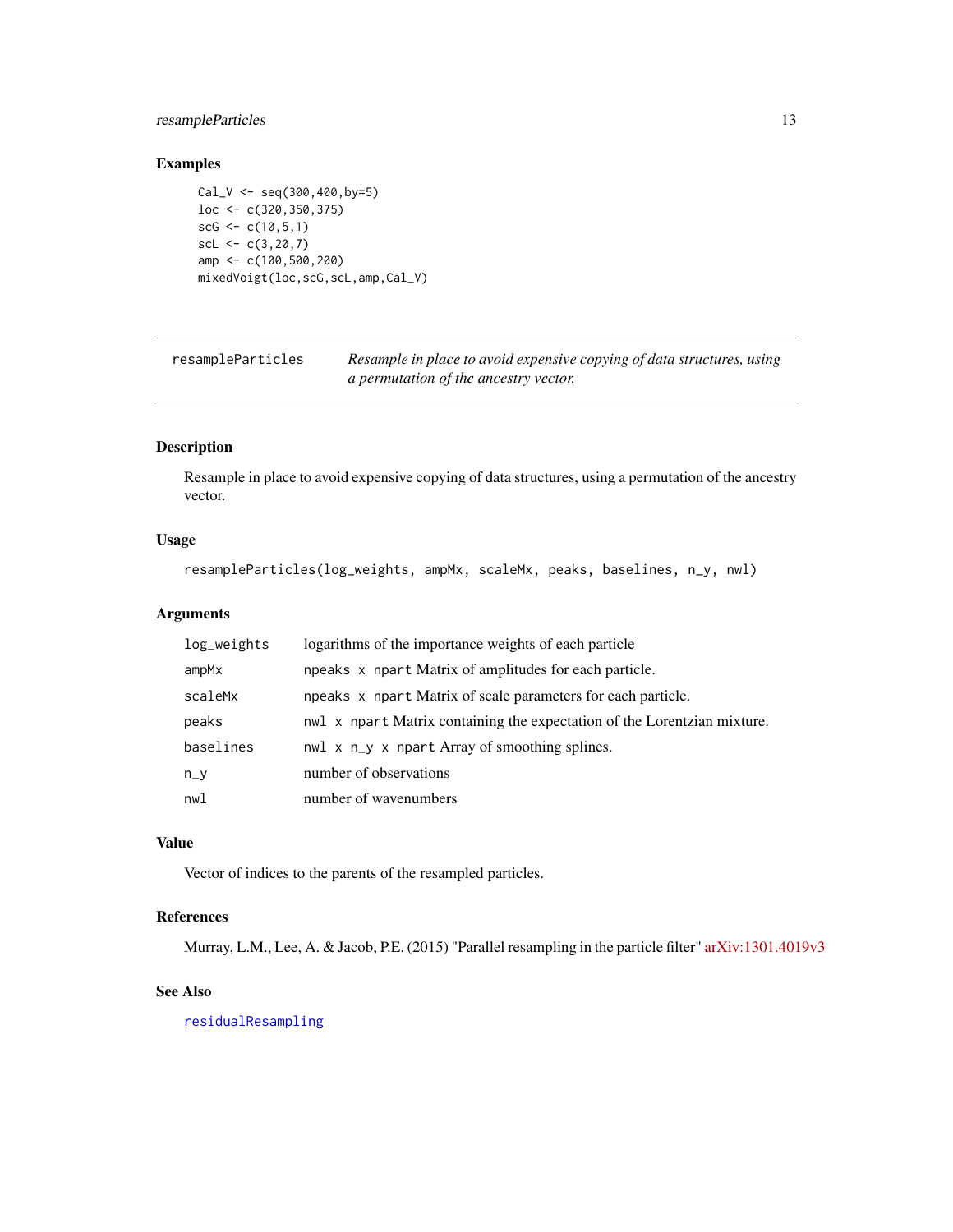## Examples

```
Cal_V <- seq(300,400,by=5)
loc <- c(320,350,375)
scG <- c(10,5,1)
scL <- c(3,20,7)
amp <- c(100,500,200)
mixedVoigt(loc,scG,scL,amp,Cal_V)
```

---

# resampleParticles — *Resample in place to avoid expensive copying of data structures, using a permutation of the ancestry vector.*

---

### Description

Resample in place to avoid expensive copying of data structures, using a permutation of the ancestry vector.

### Usage

```
resampleParticles(log_weights, ampMx, scaleMx, peaks, baselines, n_y, nwl)
```

### Arguments

| | |
|---|---|
| `log_weights` | logarithms of the importance weights of each particle |
| `ampMx` | `npeaks x npart` Matrix of amplitudes for each particle. |
| `scaleMx` | `npeaks x npart` Matrix of scale parameters for each particle. |
| `peaks` | `nwl x npart` Matrix containing the expectation of the Lorentzian mixture. |
| `baselines` | `nwl x n_y x npart` Array of smoothing splines. |
| `n_y` | number of observations |
| `nwl` | number of wavenumbers |

### Value

Vector of indices to the parents of the resampled particles.

### References

Murray, L.M., Lee, A. & Jacob, P.E. (2015) "Parallel resampling in the particle filter" arXiv:1301.4019v3

### See Also

`residualResampling`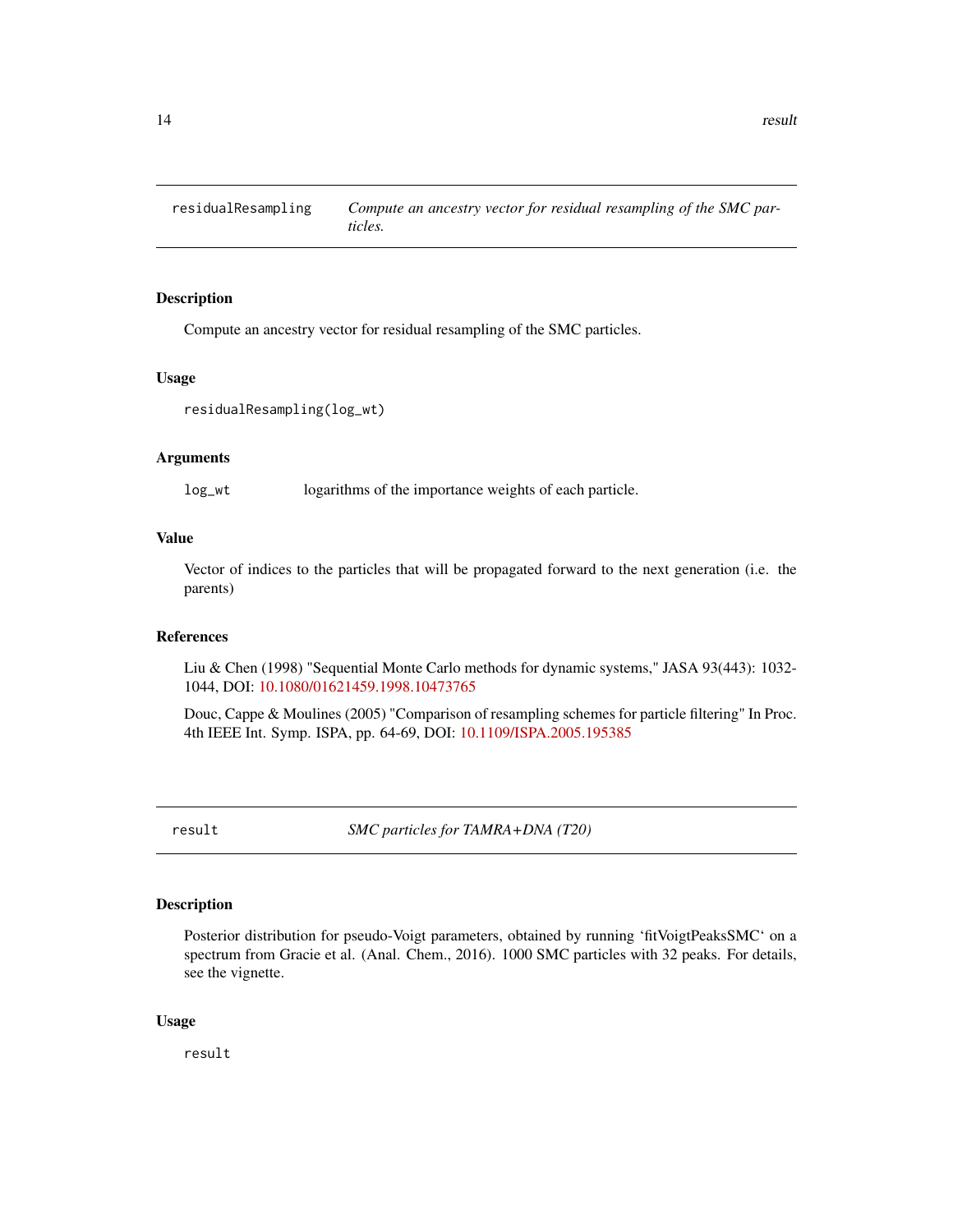## residualResampling — *Compute an ancestry vector for residual resampling of the SMC particles.*

### Description

Compute an ancestry vector for residual resampling of the SMC particles.

### Usage

```
residualResampling(log_wt)
```

### Arguments

| | |
|---|---|
| log_wt | logarithms of the importance weights of each particle. |

### Value

Vector of indices to the particles that will be propagated forward to the next generation (i.e. the parents)

### References

Liu & Chen (1998) "Sequential Monte Carlo methods for dynamic systems," JASA 93(443): 1032-1044, DOI: 10.1080/01621459.1998.10473765

Douc, Cappe & Moulines (2005) "Comparison of resampling schemes for particle filtering" In Proc. 4th IEEE Int. Symp. ISPA, pp. 64-69, DOI: 10.1109/ISPA.2005.195385

## result — *SMC particles for TAMRA+DNA (T20)*

### Description

Posterior distribution for pseudo-Voigt parameters, obtained by running 'fitVoigtPeaksSMC' on a spectrum from Gracie et al. (Anal. Chem., 2016). 1000 SMC particles with 32 peaks. For details, see the vignette.

### Usage

```
result
```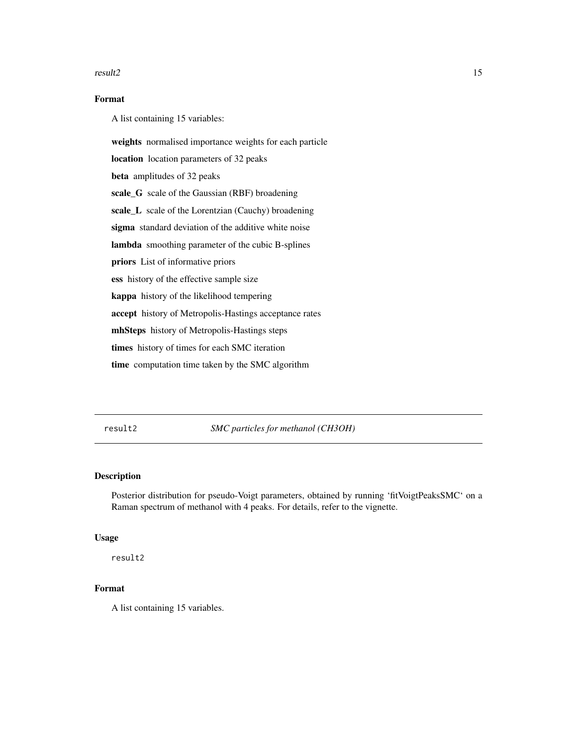### Format

A list containing 15 variables:

**weights** normalised importance weights for each particle

**location** location parameters of 32 peaks

**beta** amplitudes of 32 peaks

**scale_G** scale of the Gaussian (RBF) broadening

**scale_L** scale of the Lorentzian (Cauchy) broadening

**sigma** standard deviation of the additive white noise

**lambda** smoothing parameter of the cubic B-splines

**priors** List of informative priors

**ess** history of the effective sample size

**kappa** history of the likelihood tempering

**accept** history of Metropolis-Hastings acceptance rates

**mhSteps** history of Metropolis-Hastings steps

**times** history of times for each SMC iteration

**time** computation time taken by the SMC algorithm

---

## result2 — *SMC particles for methanol (CH3OH)*

---

### Description

Posterior distribution for pseudo-Voigt parameters, obtained by running 'fitVoigtPeaksSMC' on a Raman spectrum of methanol with 4 peaks. For details, refer to the vignette.

### Usage

```
result2
```

### Format

A list containing 15 variables.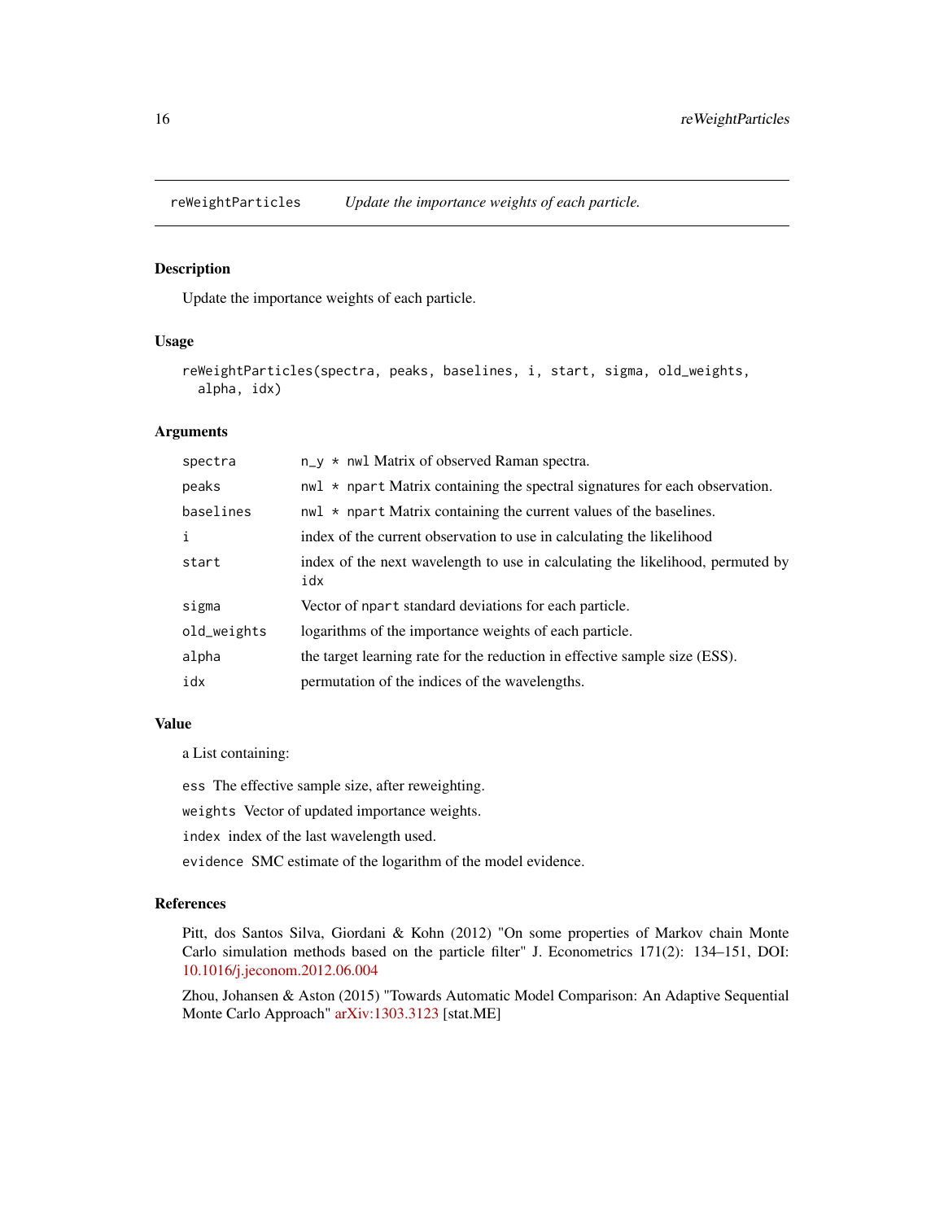## reWeightParticles *Update the importance weights of each particle.*

### Description

Update the importance weights of each particle.

### Usage

```
reWeightParticles(spectra, peaks, baselines, i, start, sigma, old_weights,
  alpha, idx)
```

### Arguments

| | |
|---|---|
| spectra | n_y * nwl Matrix of observed Raman spectra. |
| peaks | nwl * npart Matrix containing the spectral signatures for each observation. |
| baselines | nwl * npart Matrix containing the current values of the baselines. |
| i | index of the current observation to use in calculating the likelihood |
| start | index of the next wavelength to use in calculating the likelihood, permuted by idx |
| sigma | Vector of npart standard deviations for each particle. |
| old_weights | logarithms of the importance weights of each particle. |
| alpha | the target learning rate for the reduction in effective sample size (ESS). |
| idx | permutation of the indices of the wavelengths. |

### Value

a List containing:

ess The effective sample size, after reweighting.

weights Vector of updated importance weights.

index index of the last wavelength used.

evidence SMC estimate of the logarithm of the model evidence.

### References

Pitt, dos Santos Silva, Giordani & Kohn (2012) "On some properties of Markov chain Monte Carlo simulation methods based on the particle filter" J. Econometrics 171(2): 134–151, DOI: 10.1016/j.jeconom.2012.06.004

Zhou, Johansen & Aston (2015) "Towards Automatic Model Comparison: An Adaptive Sequential Monte Carlo Approach" arXiv:1303.3123 [stat.ME]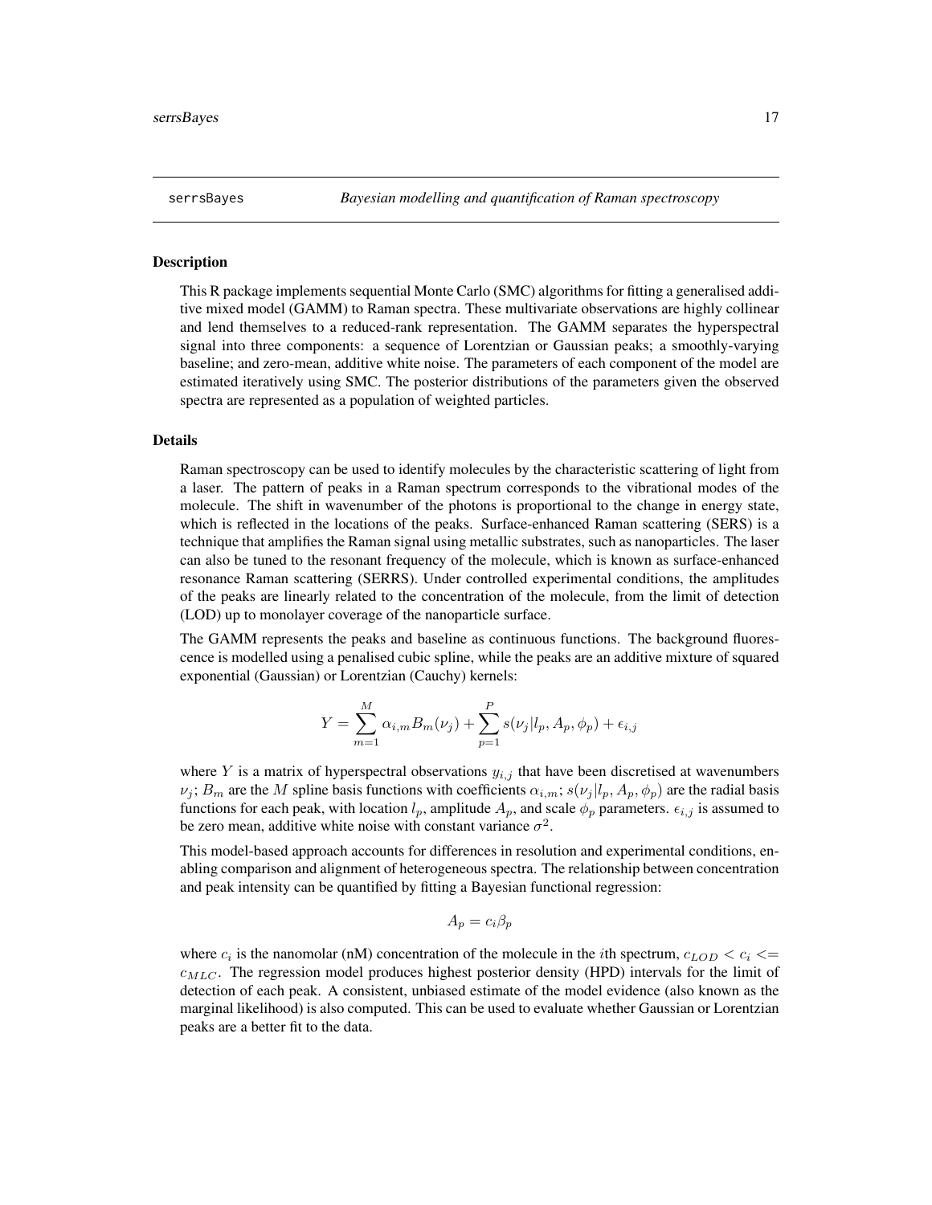# serrsBayes *Bayesian modelling and quantification of Raman spectroscopy*

## Description

This R package implements sequential Monte Carlo (SMC) algorithms for fitting a generalised additive mixed model (GAMM) to Raman spectra. These multivariate observations are highly collinear and lend themselves to a reduced-rank representation. The GAMM separates the hyperspectral signal into three components: a sequence of Lorentzian or Gaussian peaks; a smoothly-varying baseline; and zero-mean, additive white noise. The parameters of each component of the model are estimated iteratively using SMC. The posterior distributions of the parameters given the observed spectra are represented as a population of weighted particles.

## Details

Raman spectroscopy can be used to identify molecules by the characteristic scattering of light from a laser. The pattern of peaks in a Raman spectrum corresponds to the vibrational modes of the molecule. The shift in wavenumber of the photons is proportional to the change in energy state, which is reflected in the locations of the peaks. Surface-enhanced Raman scattering (SERS) is a technique that amplifies the Raman signal using metallic substrates, such as nanoparticles. The laser can also be tuned to the resonant frequency of the molecule, which is known as surface-enhanced resonance Raman scattering (SERRS). Under controlled experimental conditions, the amplitudes of the peaks are linearly related to the concentration of the molecule, from the limit of detection (LOD) up to monolayer coverage of the nanoparticle surface.

The GAMM represents the peaks and baseline as continuous functions. The background fluorescence is modelled using a penalised cubic spline, while the peaks are an additive mixture of squared exponential (Gaussian) or Lorentzian (Cauchy) kernels:

$$Y = \sum_{m=1}^{M} \alpha_{i,m} B_m(\nu_j) + \sum_{p=1}^{P} s(\nu_j | l_p, A_p, \phi_p) + \epsilon_{i,j}$$

where $Y$ is a matrix of hyperspectral observations $y_{i,j}$ that have been discretised at wavenumbers $\nu_j$; $B_m$ are the $M$ spline basis functions with coefficients $\alpha_{i,m}$; $s(\nu_j | l_p, A_p, \phi_p)$ are the radial basis functions for each peak, with location $l_p$, amplitude $A_p$, and scale $\phi_p$ parameters. $\epsilon_{i,j}$ is assumed to be zero mean, additive white noise with constant variance $\sigma^2$.

This model-based approach accounts for differences in resolution and experimental conditions, enabling comparison and alignment of heterogeneous spectra. The relationship between concentration and peak intensity can be quantified by fitting a Bayesian functional regression:

$$A_p = c_i \beta_p$$

where $c_i$ is the nanomolar (nM) concentration of the molecule in the $i$th spectrum, $c_{LOD} < c_i <= c_{MLC}$. The regression model produces highest posterior density (HPD) intervals for the limit of detection of each peak. A consistent, unbiased estimate of the model evidence (also known as the marginal likelihood) is also computed. This can be used to evaluate whether Gaussian or Lorentzian peaks are a better fit to the data.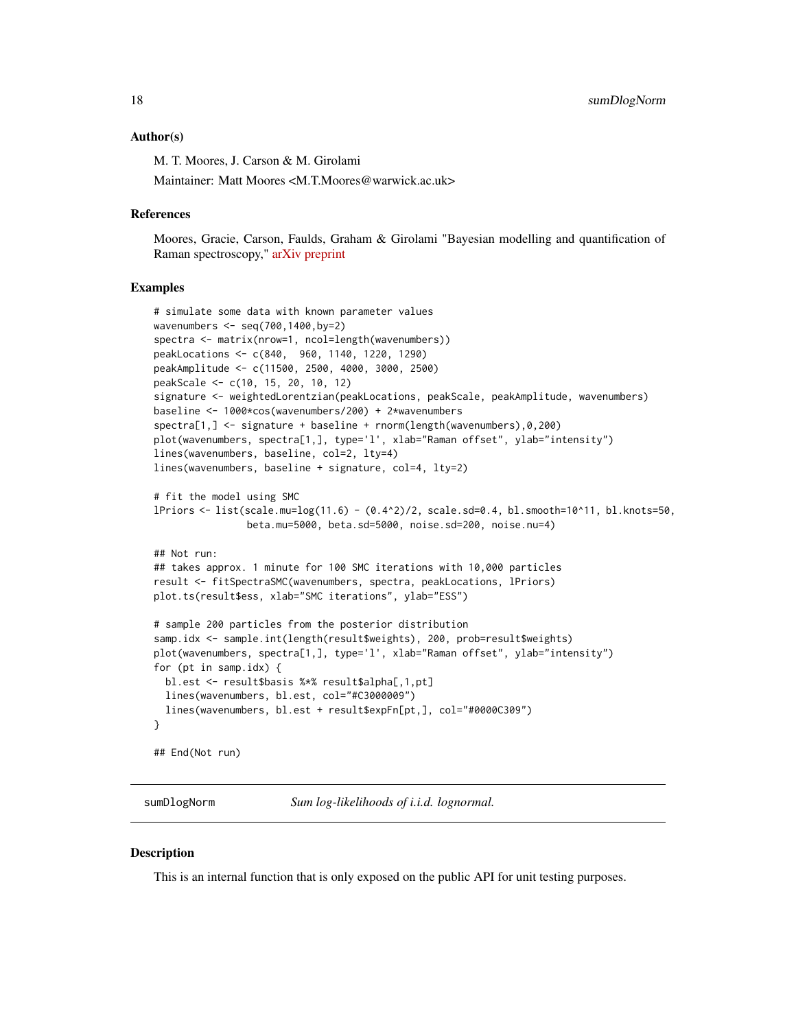### Author(s)

M. T. Moores, J. Carson & M. Girolami

Maintainer: Matt Moores <M.T.Moores@warwick.ac.uk>

### References

Moores, Gracie, Carson, Faulds, Graham & Girolami "Bayesian modelling and quantification of Raman spectroscopy," arXiv preprint

### Examples

```
# simulate some data with known parameter values
wavenumbers <- seq(700,1400,by=2)
spectra <- matrix(nrow=1, ncol=length(wavenumbers))
peakLocations <- c(840,  960, 1140, 1220, 1290)
peakAmplitude <- c(11500, 2500, 4000, 3000, 2500)
peakScale <- c(10, 15, 20, 10, 12)
signature <- weightedLorentzian(peakLocations, peakScale, peakAmplitude, wavenumbers)
baseline <- 1000*cos(wavenumbers/200) + 2*wavenumbers
spectra[1,] <- signature + baseline + rnorm(length(wavenumbers),0,200)
plot(wavenumbers, spectra[1,], type='l', xlab="Raman offset", ylab="intensity")
lines(wavenumbers, baseline, col=2, lty=4)
lines(wavenumbers, baseline + signature, col=4, lty=2)

# fit the model using SMC
lPriors <- list(scale.mu=log(11.6) - (0.4^2)/2, scale.sd=0.4, bl.smooth=10^11, bl.knots=50,
                beta.mu=5000, beta.sd=5000, noise.sd=200, noise.nu=4)

## Not run:
## takes approx. 1 minute for 100 SMC iterations with 10,000 particles
result <- fitSpectraSMC(wavenumbers, spectra, peakLocations, lPriors)
plot.ts(result$ess, xlab="SMC iterations", ylab="ESS")

# sample 200 particles from the posterior distribution
samp.idx <- sample.int(length(result$weights), 200, prob=result$weights)
plot(wavenumbers, spectra[1,], type='l', xlab="Raman offset", ylab="intensity")
for (pt in samp.idx) {
  bl.est <- result$basis %*% result$alpha[,1,pt]
  lines(wavenumbers, bl.est, col="#C3000009")
  lines(wavenumbers, bl.est + result$expFn[pt,], col="#0000C309")
}

## End(Not run)
```

---

## sumDlogNorm — *Sum log-likelihoods of i.i.d. lognormal.*

---

### Description

This is an internal function that is only exposed on the public API for unit testing purposes.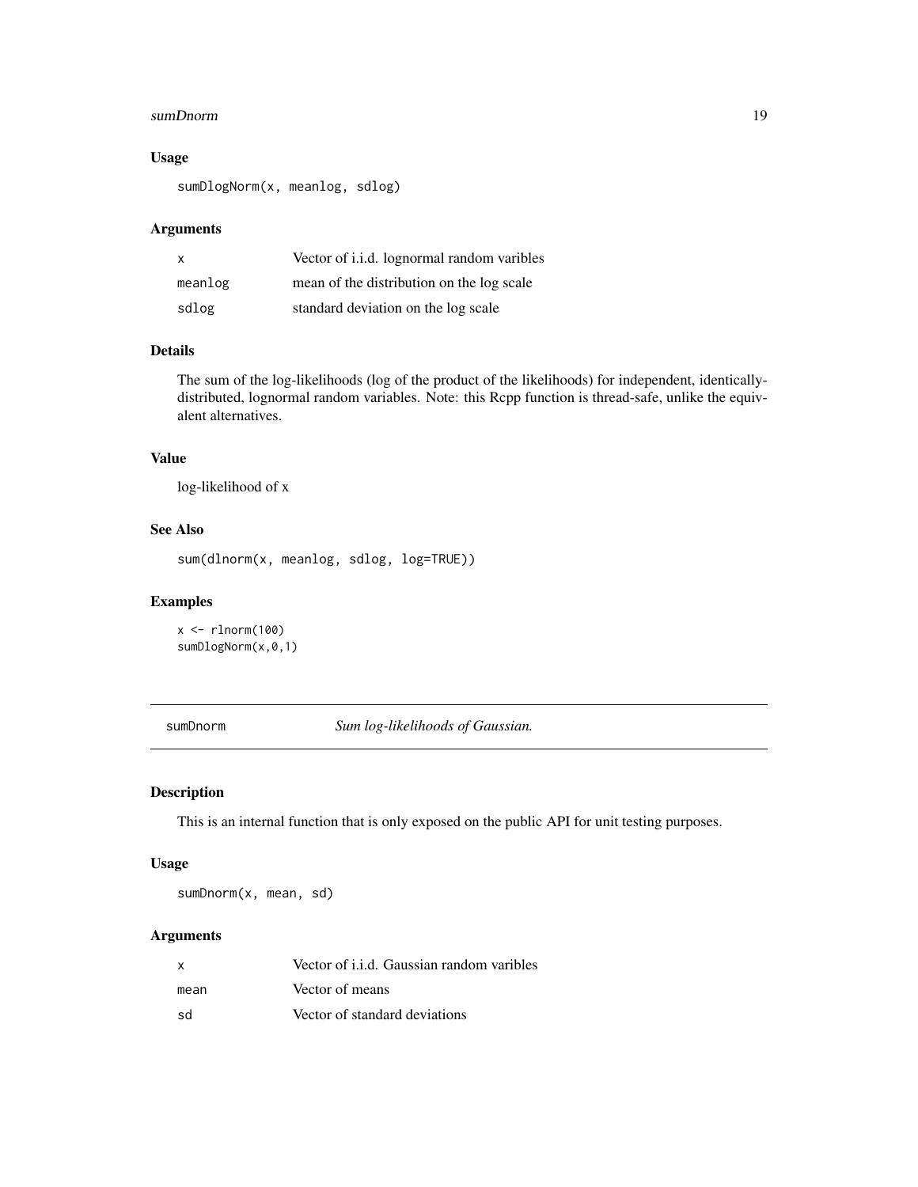### Usage

```
sumDlogNorm(x, meanlog, sdlog)
```

### Arguments

| | |
|---|---|
| x | Vector of i.i.d. lognormal random varibles |
| meanlog | mean of the distribution on the log scale |
| sdlog | standard deviation on the log scale |

### Details

The sum of the log-likelihoods (log of the product of the likelihoods) for independent, identically-distributed, lognormal random variables. Note: this Rcpp function is thread-safe, unlike the equivalent alternatives.

### Value

log-likelihood of x

### See Also

```
sum(dlnorm(x, meanlog, sdlog, log=TRUE))
```

### Examples

```
x <- rlnorm(100)
sumDlogNorm(x,0,1)
```

---

## sumDnorm *Sum log-likelihoods of Gaussian.*

---

### Description

This is an internal function that is only exposed on the public API for unit testing purposes.

### Usage

```
sumDnorm(x, mean, sd)
```

### Arguments

| | |
|---|---|
| x | Vector of i.i.d. Gaussian random varibles |
| mean | Vector of means |
| sd | Vector of standard deviations |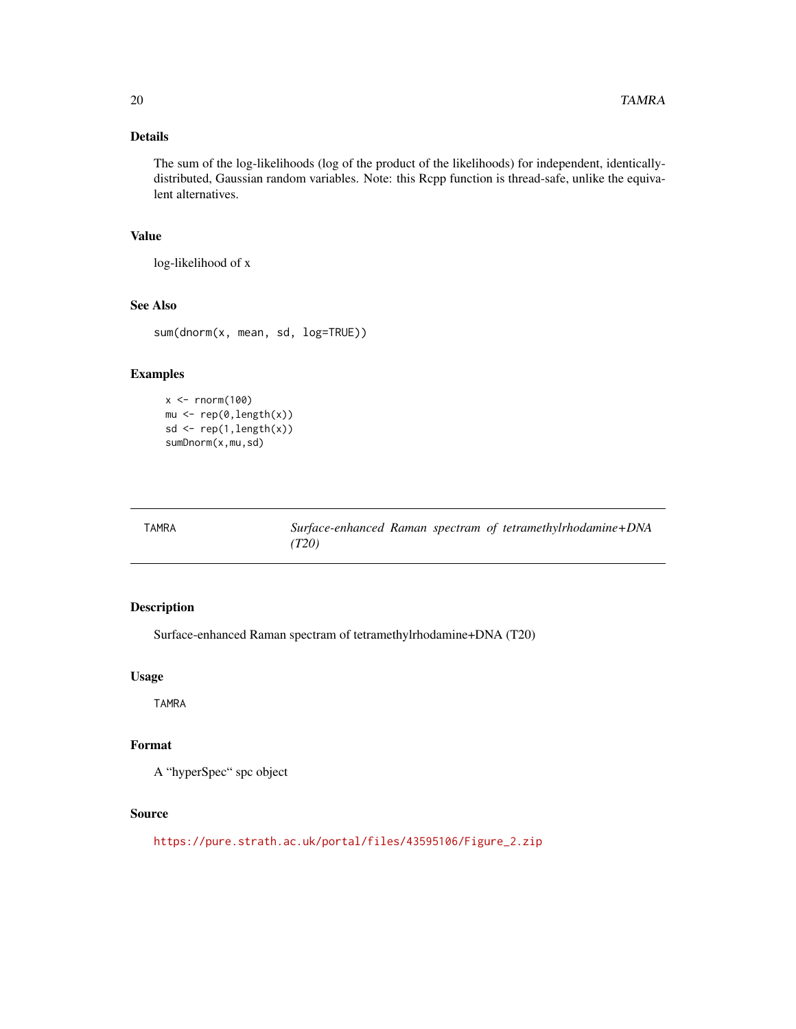## Details

The sum of the log-likelihoods (log of the product of the likelihoods) for independent, identically-distributed, Gaussian random variables. Note: this Rcpp function is thread-safe, unlike the equivalent alternatives.

## Value

log-likelihood of x

## See Also

`sum(dnorm(x, mean, sd, log=TRUE))`

## Examples

```
x <- rnorm(100)
mu <- rep(0,length(x))
sd <- rep(1,length(x))
sumDnorm(x,mu,sd)
```

---

# TAMRA — *Surface-enhanced Raman spectram of tetramethylrhodamine+DNA (T20)*

## Description

Surface-enhanced Raman spectram of tetramethylrhodamine+DNA (T20)

## Usage

```
TAMRA
```

## Format

A "hyperSpec" spc object

## Source

https://pure.strath.ac.uk/portal/files/43595106/Figure_2.zip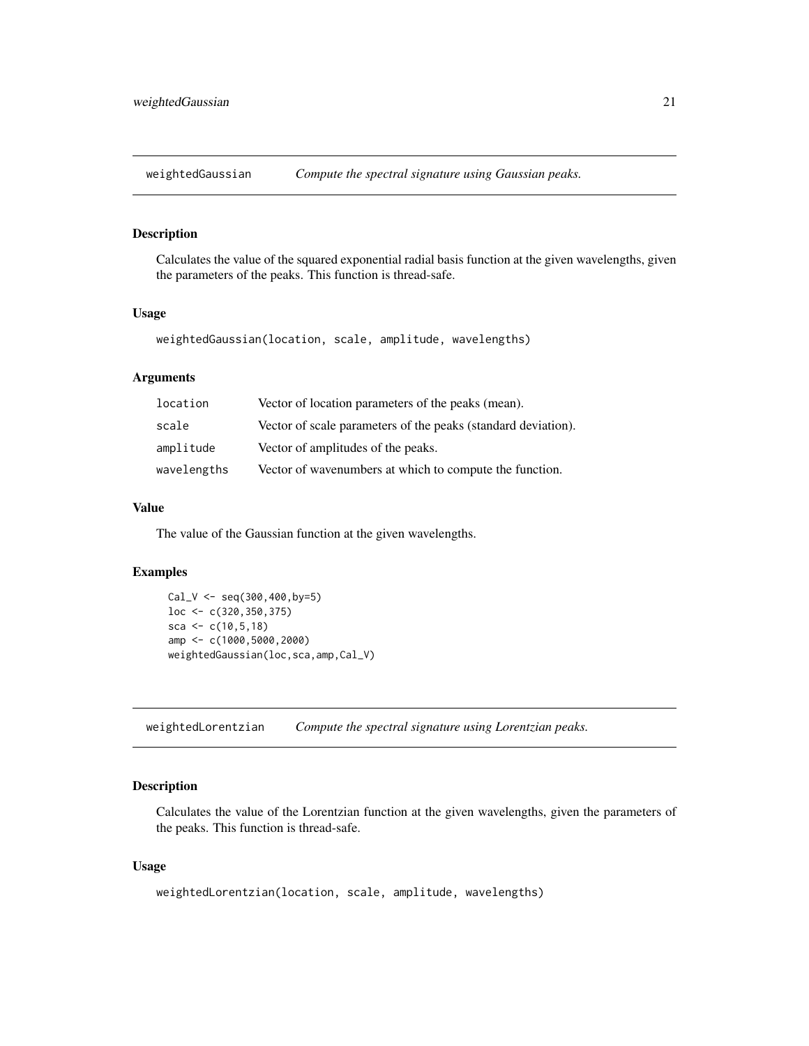## weightedGaussian *Compute the spectral signature using Gaussian peaks.*

### Description

Calculates the value of the squared exponential radial basis function at the given wavelengths, given the parameters of the peaks. This function is thread-safe.

### Usage

```
weightedGaussian(location, scale, amplitude, wavelengths)
```

### Arguments

| | |
|---|---|
| location | Vector of location parameters of the peaks (mean). |
| scale | Vector of scale parameters of the peaks (standard deviation). |
| amplitude | Vector of amplitudes of the peaks. |
| wavelengths | Vector of wavenumbers at which to compute the function. |

### Value

The value of the Gaussian function at the given wavelengths.

### Examples

```
Cal_V <- seq(300,400,by=5)
loc <- c(320,350,375)
sca <- c(10,5,18)
amp <- c(1000,5000,2000)
weightedGaussian(loc,sca,amp,Cal_V)
```

## weightedLorentzian *Compute the spectral signature using Lorentzian peaks.*

### Description

Calculates the value of the Lorentzian function at the given wavelengths, given the parameters of the peaks. This function is thread-safe.

### Usage

```
weightedLorentzian(location, scale, amplitude, wavelengths)
```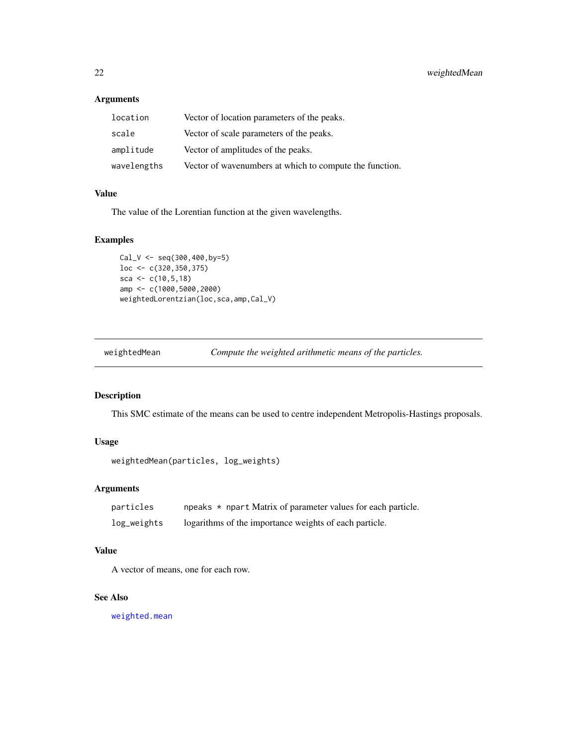### Arguments

| | |
|---|---|
| `location` | Vector of location parameters of the peaks. |
| `scale` | Vector of scale parameters of the peaks. |
| `amplitude` | Vector of amplitudes of the peaks. |
| `wavelengths` | Vector of wavenumbers at which to compute the function. |

### Value

The value of the Lorentian function at the given wavelengths.

### Examples

```
Cal_V <- seq(300,400,by=5)
loc <- c(320,350,375)
sca <- c(10,5,18)
amp <- c(1000,5000,2000)
weightedLorentzian(loc,sca,amp,Cal_V)
```

---

## weightedMean — *Compute the weighted arithmetic means of the particles.*

### Description

This SMC estimate of the means can be used to centre independent Metropolis-Hastings proposals.

### Usage

```
weightedMean(particles, log_weights)
```

### Arguments

| | |
|---|---|
| `particles` | `npeaks * npart` Matrix of parameter values for each particle. |
| `log_weights` | logarithms of the importance weights of each particle. |

### Value

A vector of means, one for each row.

### See Also

`weighted.mean`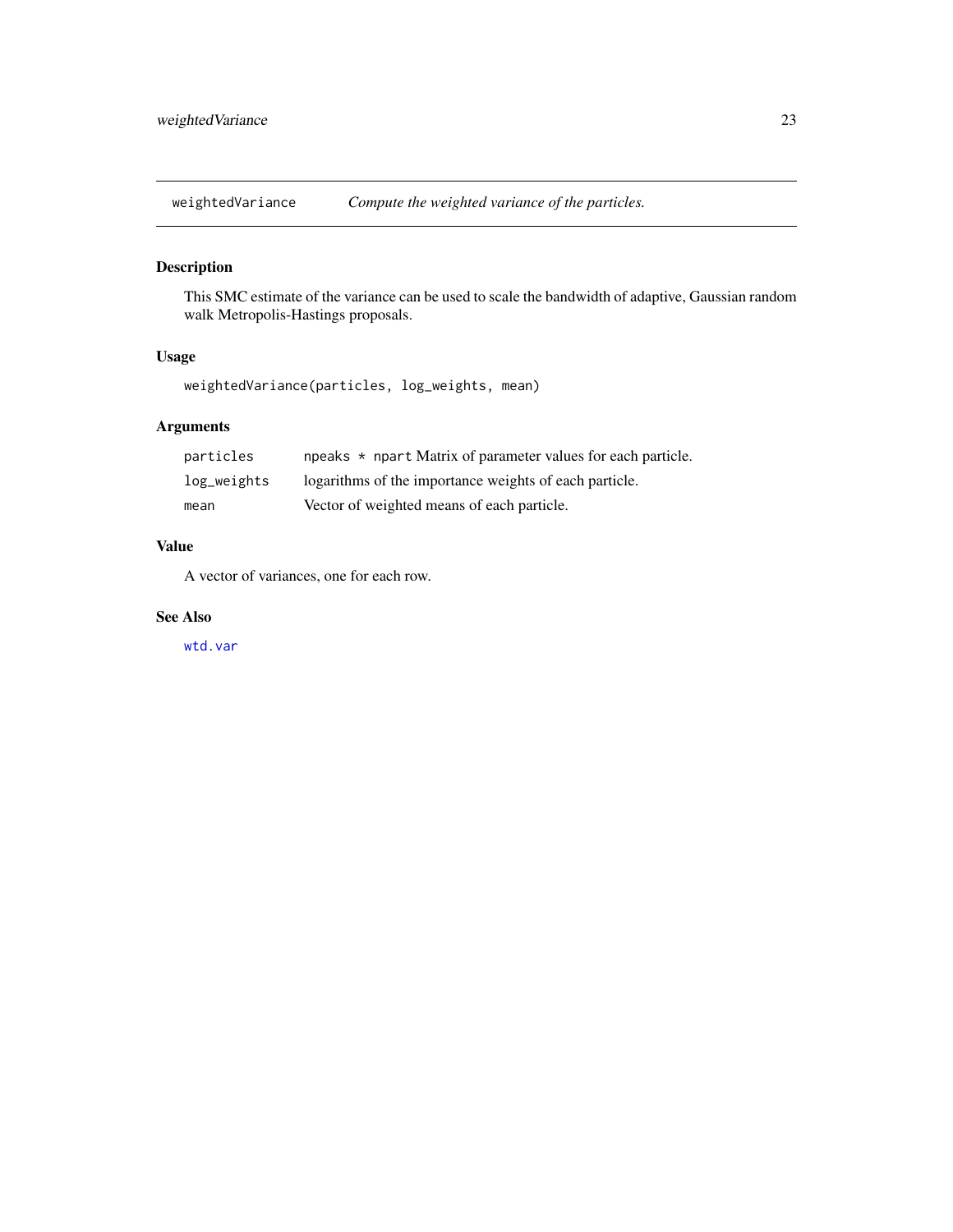# weightedVariance — *Compute the weighted variance of the particles.*

## Description

This SMC estimate of the variance can be used to scale the bandwidth of adaptive, Gaussian random walk Metropolis-Hastings proposals.

## Usage

```
weightedVariance(particles, log_weights, mean)
```

## Arguments

| | |
|---|---|
| `particles` | `npeaks * npart` Matrix of parameter values for each particle. |
| `log_weights` | logarithms of the importance weights of each particle. |
| `mean` | Vector of weighted means of each particle. |

## Value

A vector of variances, one for each row.

## See Also

`wtd.var`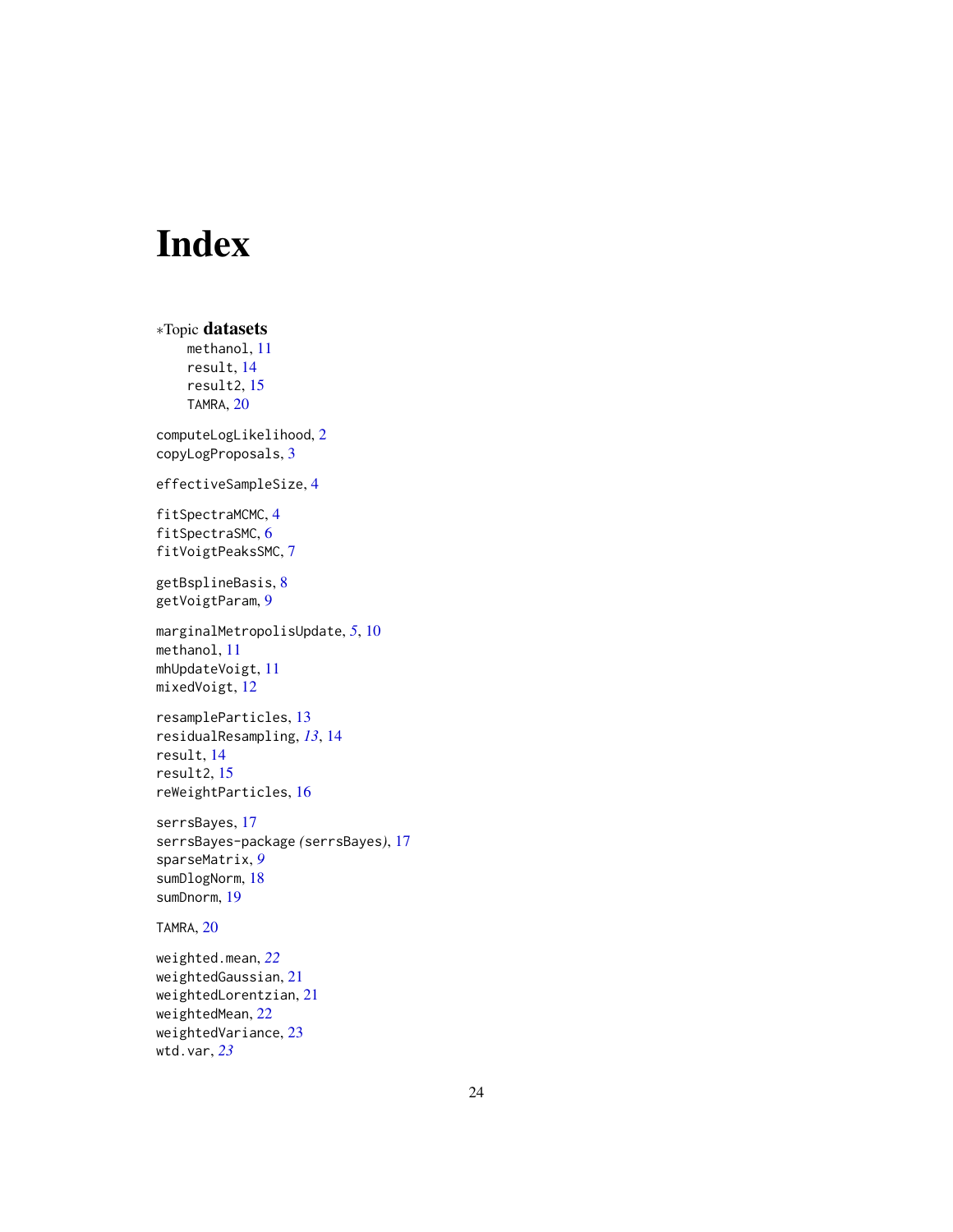# Index

∗Topic **datasets**
- methanol, 11
- result, 14
- result2, 15
- TAMRA, 20

computeLogLikelihood, 2
copyLogProposals, 3

effectiveSampleSize, 4

fitSpectraMCMC, 4
fitSpectraSMC, 6
fitVoigtPeaksSMC, 7

getBsplineBasis, 8
getVoigtParam, 9

marginalMetropolisUpdate, *5*, 10
methanol, 11
mhUpdateVoigt, 11
mixedVoigt, 12

resampleParticles, 13
residualResampling, *13*, 14
result, 14
result2, 15
reWeightParticles, 16

serrsBayes, 17
serrsBayes-package *(*serrsBayes*)*, 17
sparseMatrix, *9*
sumDlogNorm, 18
sumDnorm, 19

TAMRA, 20

weighted.mean, *22*
weightedGaussian, 21
weightedLorentzian, 21
weightedMean, 22
weightedVariance, 23
wtd.var, *23*